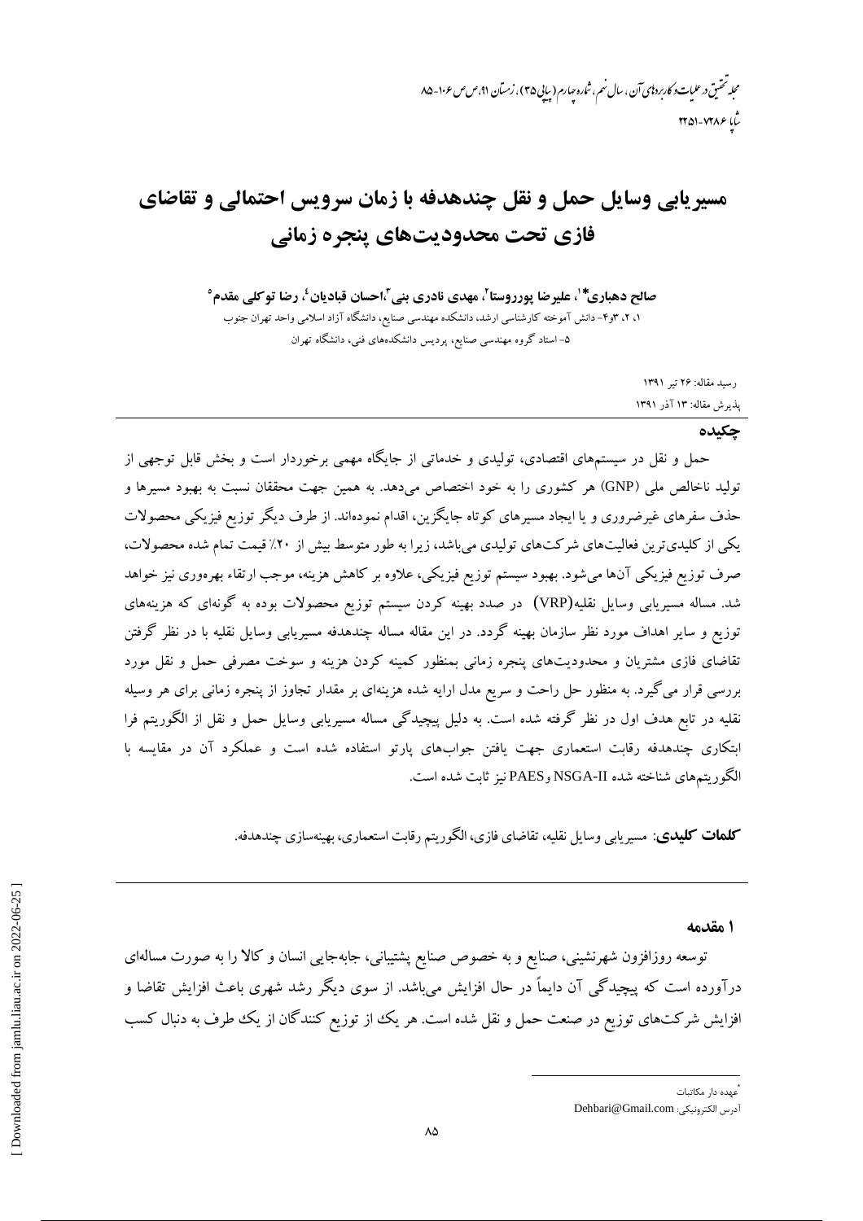# مسیریابی وسایل حمل و نقل چندهدفه با زمان سرویس احتمالی و تقاضای فازی تحت محدودیت‌های پنجره زمانی

**صالح دهباری*[1]، علیرضا پورروستا[2]، مهدی نادری بنی[3]،احسان قبادیان[4]، رضا توکلی مقدم[5]**

۱، ۲، ۳و۴- دانش آموخته کارشناسی ارشد، دانشکده مهندسی صنایع، دانشگاه آزاد اسلامی واحد تهران جنوب

۵- استاد گروه مهندسی صنایع، پردیس دانشکده‌های فنی، دانشگاه تهران

رسید مقاله: ۲۶ تیر ۱۳۹۱

پذیرش مقاله: ۱۳ آذر ۱۳۹۱

## چکیده

حمل و نقل در سیستم‌های اقتصادی، تولیدی و خدماتی از جایگاه مهمی برخوردار است و بخش قابل توجهی از تولید ناخالص ملی (GNP) هر کشوری را به خود اختصاص می‌دهد. به همین جهت محققان نسبت به بهبود مسیرها و حذف سفرهای غیرضروری و یا ایجاد مسیرهای کوتاه جایگزین، اقدام نموده‌اند. از طرف دیگر توزیع فیزیکی محصولات یکی از کلیدی‌ترین فعالیت‌های شرکت‌های تولیدی می‌باشد، زیرا به طور متوسط بیش از ۲۰٪ قیمت تمام شده محصولات، صرف توزیع فیزیکی آن‌ها می‌شود. بهبود سیستم توزیع فیزیکی، علاوه بر کاهش هزینه، موجب ارتقاء بهره‌وری نیز خواهد شد. مساله مسیریابی وسایل نقلیه(VRP) در صدد بهینه کردن سیستم توزیع محصولات بوده به گونه‌ای که هزینه‌های توزیع و سایر اهداف مورد نظر سازمان بهینه گردد. در این مقاله مساله چندهدفه مسیریابی وسایل نقلیه با در نظر گرفتن تقاضای فازی مشتریان و محدودیت‌های پنجره زمانی بمنظور کمینه کردن هزینه و سوخت مصرفی حمل و نقل مورد بررسی قرار می‌گیرد. به منظور حل راحت و سریع مدل ارایه شده هزینه‌ای بر مقدار تجاوز از پنجره زمانی برای هر وسیله نقلیه در تابع هدف اول در نظر گرفته شده است. به دلیل پیچیدگی مساله مسیریابی وسایل حمل و نقل از الگوریتم فرا ابتکاری چندهدفه رقابت استعماری جهت یافتن جواب‌های پارتو استفاده شده است و عملکرد آن در مقایسه با الگوریتم‌های شناخته شده NSGA-II وPAES نیز ثابت شده است.

**کلمات کلیدی**: مسیریابی وسایل نقلیه، تقاضای فازی، الگوریتم رقابت استعماری، بهینه‌سازی چندهدفه.

## ۱ مقدمه

توسعه روزافزون شهرنشینی، صنایع و به خصوص صنایع پشتیبانی، جابه‌جایی انسان و کالا را به صورت مساله‌ای درآورده است که پیچیدگی آن دایماً در حال افزایش می‌باشد. از سوی دیگر رشد شهری باعث افزایش تقاضا و افزایش شرکت‌های توزیع در صنعت حمل و نقل شده است. هر یک از توزیع کنندگان از یک طرف به دنبال کسب

---

*عهده دار مکاتبات

آدرس الکترونیکی: Dehbari@Gmail.com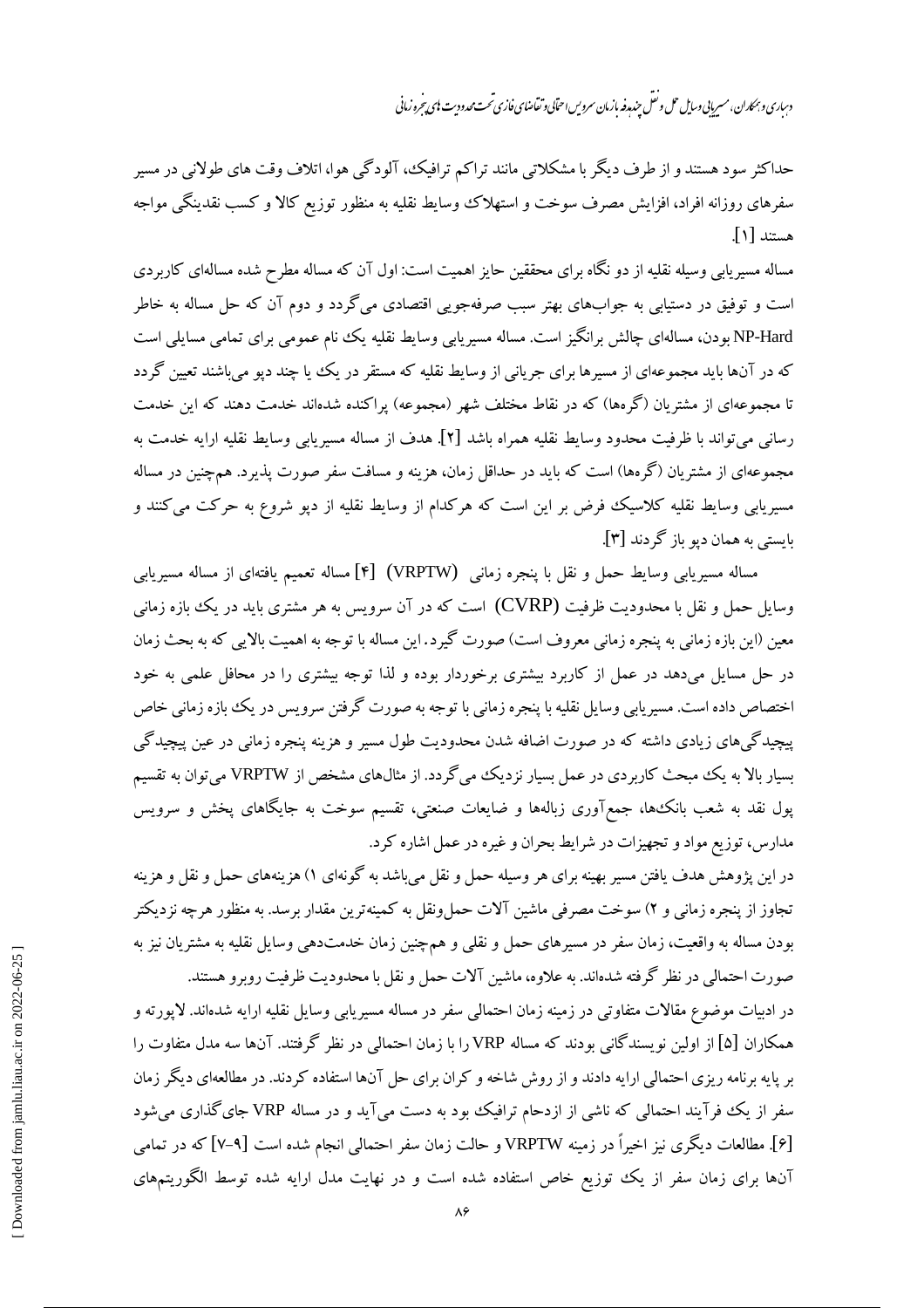حداکثر سود هستند و از طرف دیگر با مشکلاتی مانند تراکم ترافیک، آلودگی هوا، اتلاف وقت های طولانی در مسیر سفرهای روزانه افراد، افزایش مصرف سوخت و استهلاک وسایط نقلیه به منظور توزیع کالا و کسب نقدینگی مواجه هستند [۱].

مساله مسیریابی وسیله نقلیه از دو نگاه برای محققین حایز اهمیت است: اول آن که مساله مطرح شده مسالهای کاربردی است و توفیق در دستیابی به جوابهای بهتر سبب صرفهجویی اقتصادی میگردد و دوم آن که حل مساله به خاطر NP-Hard بودن، مسالهای چالش برانگیز است. مساله مسیریابی وسایط نقلیه یک نام عمومی برای تمامی مسایلی است که در آنها باید مجموعهای از مسیرها برای جریانی از وسایط نقلیه که مستقر در یک یا چند دپو میباشند تعیین گردد تا مجموعهای از مشتریان (گرهها) که در نقاط مختلف شهر (مجموعه) پراکنده شدهاند خدمت دهند که این خدمت رسانی میتواند با ظرفیت محدود وسایط نقلیه همراه باشد [۲]. هدف از مساله مسیریابی وسایط نقلیه ارایه خدمت به مجموعهای از مشتریان (گرهها) است که باید در حداقل زمان، هزینه و مسافت سفر صورت پذیرد. همچنین در مساله مسیریابی وسایط نقلیه کلاسیک فرض بر این است که هرکدام از وسایط نقلیه از دپو شروع به حرکت میکنند و بایستی به همان دپو باز گردند [۳].

مساله مسیریابی وسایط حمل و نقل با پنجره زمانی (VRPTW) [۴] مساله تعمیم یافتهای از مساله مسیریابی وسایل حمل و نقل با محدودیت ظرفیت (CVRP) است که در آن سرویس به هر مشتری باید در یک بازه زمانی معین (این بازه زمانی به پنجره زمانی معروف است) صورت گیرد. این مساله با توجه به اهمیت بالایی که به بحث زمان در حل مسایل میدهد در عمل از کاربرد بیشتری برخوردار بوده و لذا توجه بیشتری را در محافل علمی به خود اختصاص داده است. مسیریابی وسایل نقلیه با پنجره زمانی با توجه به صورت گرفتن سرویس در یک بازه زمانی خاص پیچیدگیهای زیادی داشته که در صورت اضافه شدن محدودیت طول مسیر و هزینه پنجره زمانی در عین پیچیدگی بسیار بالا به یک مبحث کاربردی در عمل بسیار نزدیک میگردد. از مثالهای مشخص از VRPTW میتوان به تقسیم پول نقد به شعب بانکها، جمعآوری زبالهها و ضایعات صنعتی، تقسیم سوخت به جایگاهای پخش و سرویس مدارس، توزیع مواد و تجهیزات در شرایط بحران و غیره در عمل اشاره کرد.

در این پژوهش هدف یافتن مسیر بهینه برای هر وسیله حمل و نقل میباشد به گونهای ۱) هزینههای حمل و نقل و هزینه تجاوز از پنجره زمانی و ۲) سوخت مصرفی ماشین آلات حملونقل به کمینهترین مقدار برسد. به منظور هرچه نزدیکتر بودن مساله به واقعیت، زمان سفر در مسیرهای حمل و نقلی و همچنین زمان خدمتدهی وسایل نقلیه به مشتریان نیز به صورت احتمالی در نظر گرفته شدهاند. به علاوه، ماشین آلات حمل و نقل با محدودیت ظرفیت روبرو هستند.

در ادبیات موضوع مقالات متفاوتی در زمینه زمان احتمالی سفر در مساله مسیریابی وسایل نقلیه ارایه شدهاند. لاپورته و همکاران [۵] از اولین نویسندگانی بودند که مساله VRP را با زمان احتمالی در نظر گرفتند. آنها سه مدل متفاوت را بر پایه برنامه ریزی احتمالی ارایه دادند و از روش شاخه و کران برای حل آنها استفاده کردند. در مطالعهای دیگر زمان سفر از یک فرآیند احتمالی که ناشی از ازدحام ترافیک بود به دست میآید و در مساله VRP جایگذاری میشود [۶]. مطالعات دیگری نیز اخیراً در زمینه VRPTW و حالت زمان سفر احتمالی انجام شده است [۹-۷] که در تمامی آنها برای زمان سفر از یک توزیع خاص استفاده شده است و در نهایت مدل ارایه شده توسط الگوریتمهای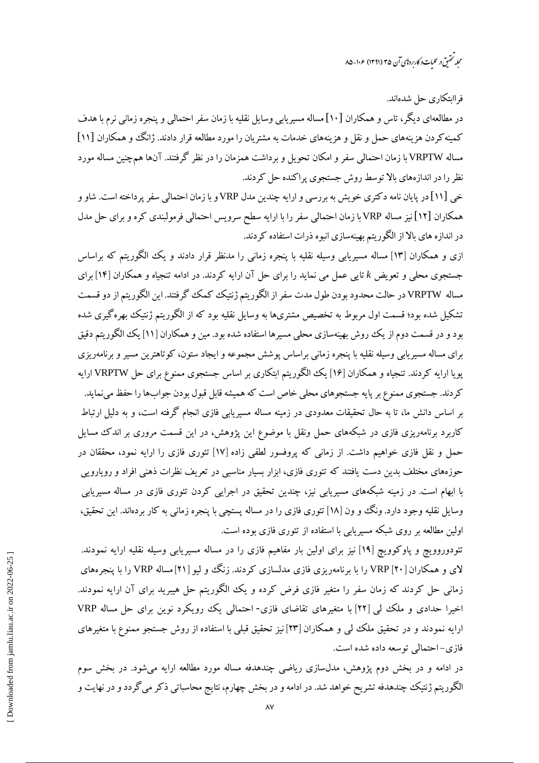فراابتکاری حل شده‌اند.

در مطالعه‌ای دیگر، تاس و همکاران [۱۰] مساله مسیریابی وسایل نقلیه با زمان سفر احتمالی و پنجره زمانی نرم با هدف کمینه‌کردن هزینه‌های حمل و نقل و هزینه‌های خدمات به مشتریان را مورد مطالعه قرار دادند. ژانگ و همکاران [۱۱] مساله VRPTW با زمان احتمالی سفر و امکان تحویل و برداشت همزمان را در نظر گرفتند. آن‌ها هم‌چنین مساله مورد نظر را در اندازه‌های بالا توسط روش جستجوی پراکنده حل کردند.

خی [۱۱] در پایان نامه دکتری خویش به بررسی و ارایه چندین مدل VRP و با زمان احتمالی سفر پرداخته است. شاو و همکاران [۱۲] نیز مساله VRP با زمان احتمالی سفر را با ارایه سطح سرویس احتمالی فرمولبندی کره و برای حل مدل در اندازه های بالا از الگوریتم بهینه‌سازی انبوه ذرات استفاده کردند.

ازی و همکاران [۱۳] مساله مسیریابی وسیله نقلیه با پنجره زمانی را مدنظر قرار دادند و یک الگوریتم که براساس جستجوی محلی و تعویض $k$ تایی عمل می نماید را برای حل آن ارایه کردند. در ادامه تنجیاه و همکاران [۱۴] برای مساله VRPTW در حالت محدود بودن طول مدت سفر از الگوریتم ژنتیک کمک گرفتند. این الگوریتم از دو قسمت تشکیل شده بود؛ قسمت اول مربوط به تخصیص مشتری‌ها به وسایل نقلیه بود که از الگوریتم ژنتیک بهره‌گیری شده بود و در قسمت دوم از یک روش بهینه‌سازی محلی مسیرها استفاده شده بود. مین و همکاران [۱۱] یک الگوریتم دقیق برای مساله مسیریابی وسیله نقلیه با پنجره زمانی براساس پوشش مجموعه و ایجاد ستون، کوتاهترین مسیر و برنامه‌ریزی پویا ارایه کردند. تنجیاه و همکاران [۱۶] یک الگوریتم ابتکاری بر اساس جستجوی ممنوع برای حل VRPTW ارایه کردند. جستجوی ممنوع بر پایه جستجوهای محلی خاص است که همیشه قابل قبول بودن جواب‌ها را حفظ می‌نماید.

بر اساس دانش ما، تا به حال تحقیقات معدودی در زمینه مساله مسیریابی فازی انجام گرفته است، و به دلیل ارتباط کاربرد برنامه‌ریزی فازی در شبکه‌های حمل ونقل با موضوع این پژوهش، در این قسمت مروری بر اندک مسایل حمل و نقل فازی خواهیم داشت. از زمانی که پروفسور لطفی زاده [۱۷] تئوری فازی را ارایه نمود، محققان در حوزه‌های مختلف بدین دست یافتند که تئوری فازی، ابزار بسیار مناسبی در تعریف نظرات ذهنی افراد و رویارویی با ابهام است. در زمینه شبکه‌های مسیریابی نیز، چندین تحقیق در اجرایی کردن تئوری فازی در مساله مسیریابی وسایل نقلیه وجود دارد. ونگ و ون [۱۸] تئوری فازی را در مساله پستچی با پنجره زمانی به کار برده‌اند. این تحقیق، اولین مطالعه بر روی شبکه مسیریابی با استفاده از تئوری فازی بوده است.

تئودوروویچ و پاوکوویچ [۱۹] نیز برای اولین بار مفاهیم فازی را در مساله مسیریابی وسیله نقلیه ارایه نمودند. لای و همکاران [۲۰] VRP را با برنامه‌ریزی فازی مدلسازی کردند. زنگ و لیو [۲۱] مساله VRP را با پنجره‌های زمانی حل کردند که زمان سفر را متغیر فازی فرض کرده و یک الگوریتم حل هیبرید برای آن ارایه نمودند. اخیرا حدادی و ملک لی [۲۲] با متغیرهای تقاضای فازی- احتمالی یک رویکرد نوین برای حل مساله VRP ارایه نمودند و در تحقیق ملک لی و همکاران [۲۳] نیز تحقیق قبلی با استفاده از روش جستجو ممنوع با متغیرهای فازی- احتمالی توسعه داده شده است.

در ادامه و در بخش دوم پژوهش، مدل‌سازی ریاضی چندهدفه مساله مورد مطالعه ارایه می‌شود. در بخش سوم الگوریتم ژنتیک چندهدفه تشریح خواهد شد. در ادامه و در بخش چهارم، نتایج محاسباتی ذکر می‌گردد و در نهایت و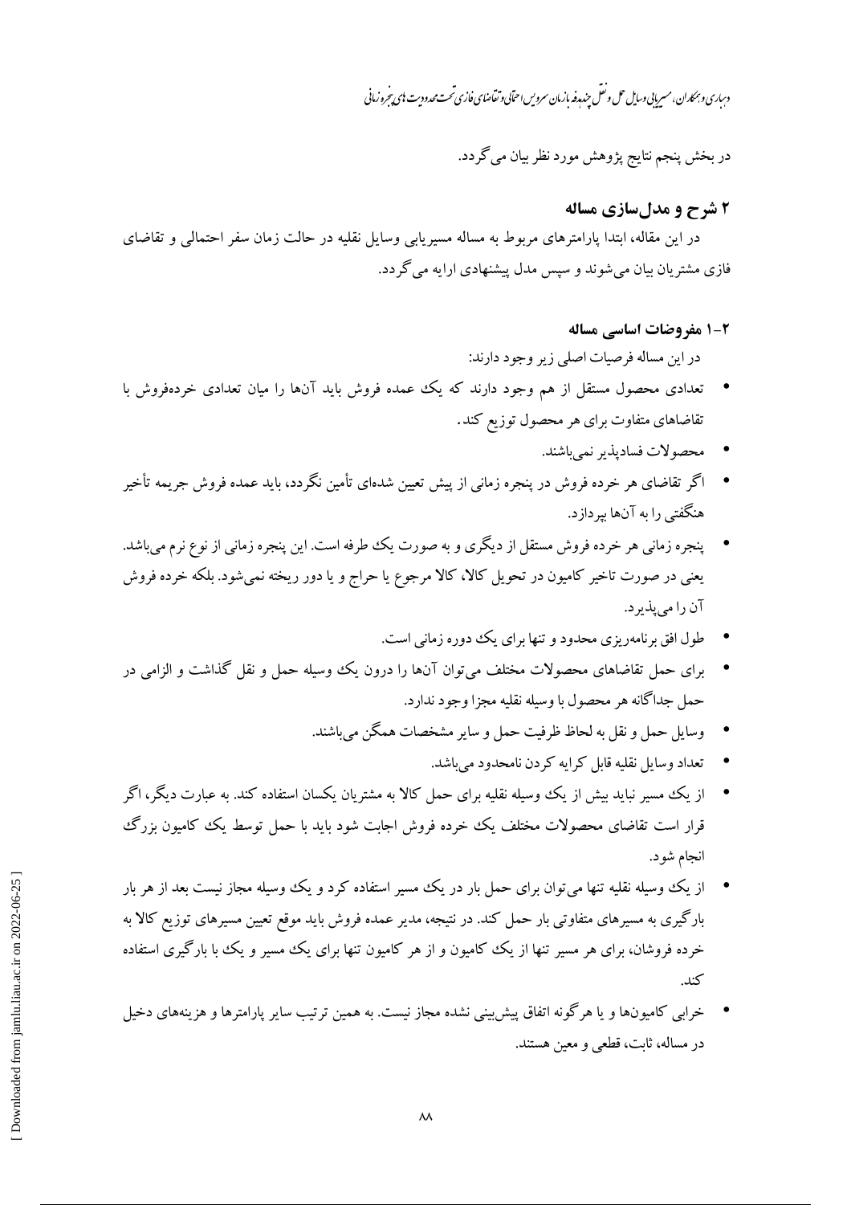در بخش پنجم نتایج پژوهش مورد نظر بیان می‌گردد.

## ۲ شرح و مدل‌سازی مساله

در این مقاله، ابتدا پارامترهای مربوط به مساله مسیریابی وسایل نقلیه در حالت زمان سفر احتمالی و تقاضای فازی مشتریان بیان می‌شوند و سپس مدل پیشنهادی ارایه می‌گردد.

### ۲-۱ مفروضات اساسی مساله

در این مساله فرضیات اصلی زیر وجود دارند:

- تعدادی محصول مستقل از هم وجود دارند که یک عمده فروش باید آن‌ها را میان تعدادی خرده‌فروش با تقاضاهای متفاوت برای هر محصول توزیع کند.
- محصولات فسادپذیر نمی‌باشند.
- اگر تقاضای هر خرده فروش در پنجره زمانی از پیش تعیین شده‌ای تأمین نگردد، باید عمده فروش جریمه تأخیر هنگفتی را به آن‌ها بپردازد.
- پنجره زمانی هر خرده فروش مستقل از دیگری و به صورت یک طرفه است. این پنجره زمانی از نوع نرم می‌باشد. یعنی در صورت تاخیر کامیون در تحویل کالا، کالا مرجوع یا حراج و یا دور ریخته نمی‌شود. بلکه خرده فروش آن را می‌پذیرد.
- طول افق برنامه‌ریزی محدود و تنها برای یک دوره زمانی است.
- برای حمل تقاضاهای محصولات مختلف می‌توان آن‌ها را درون یک وسیله حمل و نقل گذاشت و الزامی در حمل جداگانه هر محصول با وسیله نقلیه مجزا وجود ندارد.
- وسایل حمل و نقل به لحاظ ظرفیت حمل و سایر مشخصات همگن می‌باشند.
- تعداد وسایل نقلیه قابل کرایه کردن نامحدود می‌باشد.
- از یک مسیر نباید بیش از یک وسیله نقلیه برای حمل کالا به مشتریان یکسان استفاده کند. به عبارت دیگر، اگر قرار است تقاضای محصولات مختلف یک خرده فروش اجابت شود باید با حمل توسط یک کامیون بزرگ انجام شود.
- از یک وسیله نقلیه تنها می‌توان برای حمل بار در یک مسیر استفاده کرد و یک وسیله مجاز نیست بعد از هر بار بارگیری به مسیرهای متفاوتی بار حمل کند. در نتیجه، مدیر عمده فروش باید موقع تعیین مسیرهای توزیع کالا به خرده فروشان، برای هر مسیر تنها از یک کامیون و از هر کامیون تنها برای یک مسیر و یک با بارگیری استفاده کند.
- خرابی کامیون‌ها و یا هرگونه اتفاق پیش‌بینی نشده مجاز نیست. به همین ترتیب سایر پارامترها و هزینه‌های دخیل در مساله، ثابت، قطعی و معین هستند.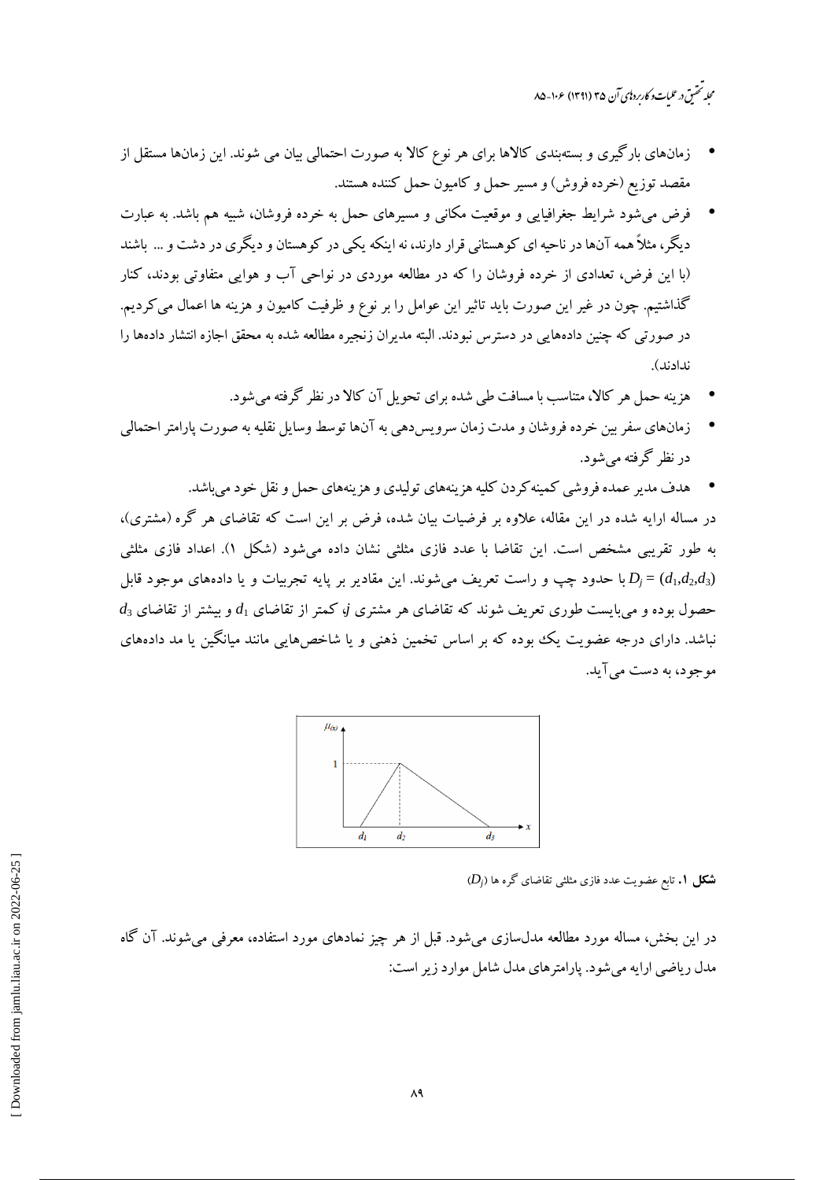- زمان‌های بارگیری و بسته‌بندی کالاها برای هر نوع کالا به صورت احتمالی بیان می شوند. این زمان‌ها مستقل از مقصد توزیع (خرده فروش) و مسیر حمل و کامیون حمل کننده هستند.
- فرض می‌شود شرایط جغرافیایی و موقعیت مکانی و مسیرهای حمل به خرده فروشان، شبیه هم باشد. به عبارت دیگر، مثلاً همه آن‌ها در ناحیه ای کوهستانی قرار دارند، نه اینکه یکی در کوهستان و دیگری در دشت و ... باشند (با این فرض، تعدادی از خرده فروشان را که در مطالعه موردی در نواحی آب و هوایی متفاوتی بودند، کنار گذاشتیم. چون در غیر این صورت باید تاثیر این عوامل را بر نوع و ظرفیت کامیون و هزینه ها اعمال می‌کردیم. در صورتی که چنین داده‌هایی در دسترس نبودند. البته مدیران زنجیره مطالعه شده به محقق اجازه انتشار داده‌ها را ندادند).
- هزینه حمل هر کالا، متناسب با مسافت طی شده برای تحویل آن کالا در نظر گرفته می‌شود.
- زمان‌های سفر بین خرده فروشان و مدت زمان سرویس‌دهی به آن‌ها توسط وسایل نقلیه به صورت پارامتر احتمالی در نظر گرفته می‌شود.
- هدف مدیر عمده فروشی کمینه‌کردن کلیه هزینه‌های تولیدی و هزینه‌های حمل و نقل خود می‌باشد.

در مساله ارایه شده در این مقاله، علاوه بر فرضیات بیان شده، فرض بر این است که تقاضای هر گره (مشتری)، به طور تقریبی مشخص است. این تقاضا با عدد فازی مثلثی نشان داده می‌شود (شکل ۱). اعداد فازی مثلثی $D_j = (d_1,d_2,d_3)$ با حدود چپ و راست تعریف می‌شوند. این مقادیر بر پایه تجربیات و یا داده‌های موجود قابل حصول بوده و می‌بایست طوری تعریف شوند که تقاضای هر مشتری $j$ کمتر از تقاضای $d_1$ و بیشتر از تقاضای $d_3$ نباشد. دارای درجه عضویت یک بوده که بر اساس تخمین ذهنی و یا شاخص‌هایی مانند میانگین یا مد داده‌های موجود، به دست می‌آید.

**شکل ۱.** تابع عضویت عدد فازی مثلثی تقاضای گره ها ($D_j$)

در این بخش، مساله مورد مطالعه مدل‌سازی می‌شود. قبل از هر چیز نمادهای مورد استفاده، معرفی می‌شوند. آن گاه مدل ریاضی ارایه می‌شود. پارامترهای مدل شامل موارد زیر است: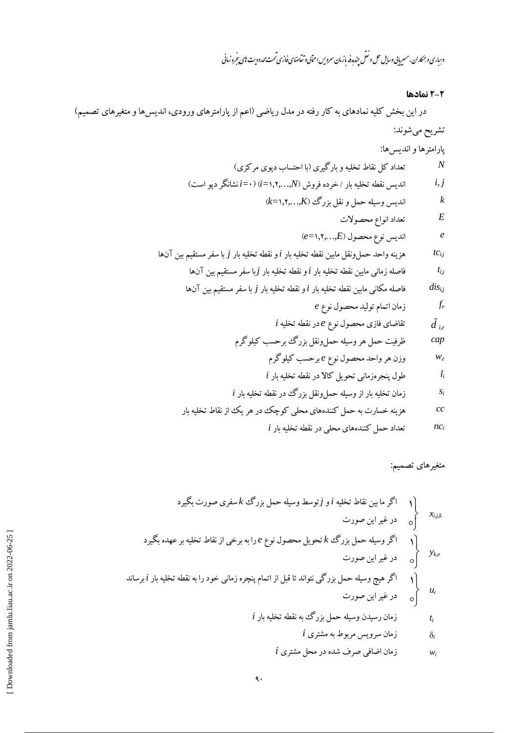## ۲-۲ نمادها

در این بخش کلیه نمادهای به کار رفته در مدل ریاضی (اعم از پارامترهای ورودی، اندیس‌ها و متغیرهای تصمیم) تشریح می‌شوند:

پارامترها و اندیس‌ها:

| | |
|---|---|
| $N$ | تعداد کل نقاط تخلیه و بارگیری (با احتساب دپوی مرکزی) |
| $i, j$ | اندیس نقطه تخلیه بار / خرده فروش ($i$=۱,۲,...,$N$) ($i$=۰ نشانگر دپو است) |
| $k$ | اندیس وسیله حمل و نقل بزرگ ($k$=۱,۲,...,$K$) |
| $E$ | تعداد انواع محصولات |
| $e$ | اندیس نوع محصول ($e$=۱,۲,...,$E$) |
| $tc_{i,j}$ | هزینه واحد حمل‌ونقل مابین نقطه تخلیه بار $i$ و نقطه تخلیه بار $j$ با سفر مستقیم بین آن‌ها |
| $t_{i,j}$ | فاصله زمانی مابین نقطه تخلیه بار $i$ و نقطه تخلیه بار $j$ با سفر مستقیم بین آن‌ها |
| $dis_{i,j}$ | فاصله مکانی مابین نقطه تخلیه بار $i$ و نقطه تخلیه بار $j$ با سفر مستقیم بین آن‌ها |
| $f_e$ | زمان اتمام تولید محصول نوع $e$ |
| $\tilde{d}_{i,e}$ | تقاضای فازی محصول نوع $e$ در نقطه تخلیه $i$ |
| $cap$ | ظرفیت حمل هر وسیله حمل‌ونقل بزرگ برحسب کیلوگرم |
| $w_e$ | وزن هر واحد محصول نوع $e$ برحسب کیلوگرم |
| $l_i$ | طول پنجره‌زمانی تحویل کالا در نقطه تخلیه بار $i$ |
| $s_i$ | زمان تخلیه بار از وسیله حمل‌ونقل بزرگ در نقطه تخلیه بار $i$ |
| $cc$ | هزینه خسارت به حمل کننده‌های محلی کوچک در هر یک از نقاط تخلیه بار |
| $nc_i$ | تعداد حمل کننده‌های محلی در نقطه تخلیه بار $i$ |

متغیرهای تصمیم:

$x_{i,j,k}$: ۱ اگر ما بین نقاط تخلیه $i$ و $j$ توسط وسیله حمل بزرگ $k$ سفری صورت بگیرد؛ ۰ در غیر این صورت

$y_{k,e}$: ۱ اگر وسیله حمل بزرگ $k$ تحویل محصول نوع $e$ را به برخی از نقاط تخلیه بر عهده بگیرد؛ ۰ در غیر این صورت

$u_i$: ۱ اگر هیچ وسیله حمل بزرگی نتواند تا قبل از اتمام پنچره زمانی خود را به نقطه تخلیه بار $i$ برساند؛ ۰ در غیر این صورت

| | |
|---|---|
| $t_i$ | زمان رسیدن وسیله حمل بزرگ به نقطه تخلیه بار $i$ |
| $\delta_i$ | زمان سرویس مربوط به مشتری $i$ |
| $w_i$ | زمان اضافی صرف شده در محل مشتری $i$ |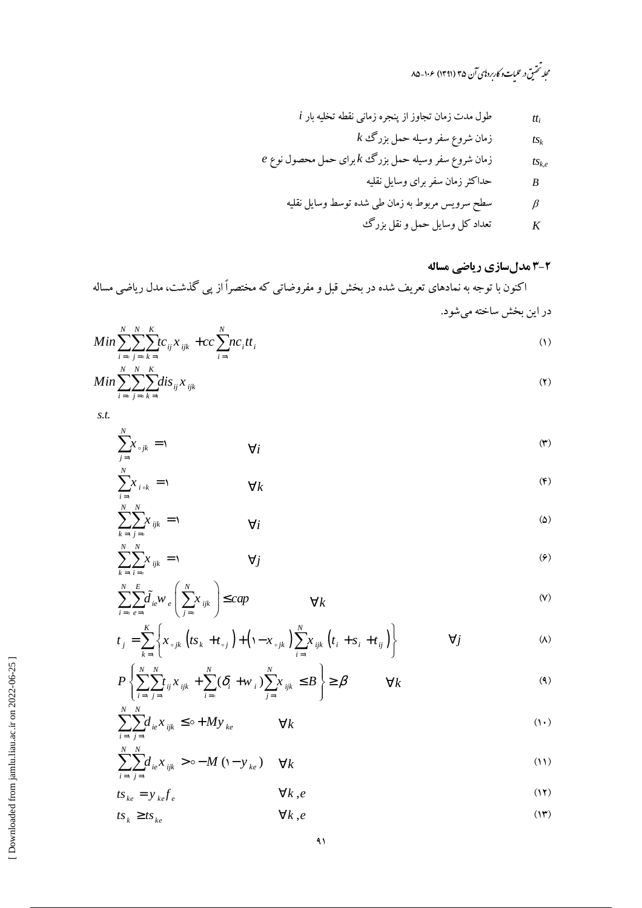| | |
|---|---|
| $tt_i$ | طول مدت زمان تجاوز از پنجره زمانی نقطه تخلیه بار $i$ |
| $ts_k$ | زمان شروع سفر وسیله حمل بزرگ $k$ |
| $ts_{k,e}$ | زمان شروع سفر وسیله حمل بزرگ $k$ برای حمل محصول نوع $e$ |
| $B$ | حداکثر زمان سفر برای وسایل نقلیه |
| $\beta$ | سطح سرویس مربوط به زمان طی شده توسط وسایل نقلیه |
| $K$ | تعداد کل وسایل حمل و نقل بزرگ |

### ۳-۲ مدل‌سازی ریاضی مساله

اکنون با توجه به نمادهای تعریف شده در بخش قبل و مفروضاتی که مختصراً از پی گذشت، مدل ریاضی مساله در این بخش ساخته می‌شود.

$$Min \sum_{i=0}^{N}\sum_{j=0}^{N}\sum_{k=1}^{K} tc_{ij} x_{ijk} + cc\sum_{i=1}^{N} nc_i tt_i \quad (۱)$$

$$Min \sum_{i=0}^{N}\sum_{j=0}^{N}\sum_{k=1}^{K} dis_{ij} x_{ijk} \quad (۲)$$

s.t.

$$\sum_{j=1}^{N} x_{0jk} = 1 \qquad \forall i \quad (۳)$$

$$\sum_{i=1}^{N} x_{i0k} = 1 \qquad \forall k \quad (۴)$$

$$\sum_{k=1}^{N}\sum_{j=0}^{N} x_{ijk} = 1 \qquad \forall i \quad (۵)$$

$$\sum_{k=1}^{N}\sum_{i=0}^{N} x_{ijk} = 1 \qquad \forall j \quad (۶)$$

$$\sum_{i=0}^{N}\sum_{e=1}^{E} \tilde{d}_{ie} w_e \left(\sum_{j=0}^{N} x_{ijk}\right) \le cap \qquad \forall k \quad (۷)$$

$$t_j = \sum_{k=1}^{K}\left\{x_{0jk}\left(ts_k + t_{0j}\right) + \left(1 - x_{0jk}\right)\sum_{i=1}^{N} x_{ijk}\left(t_i + s_i + t_{ij}\right)\right\} \qquad \forall j \quad (۸)$$

$$P\left\{\sum_{i=1}^{N}\sum_{j=1}^{N} t_{ij} x_{ijk} + \sum_{i=0}^{N}(\delta_i + w_i)\sum_{j=1}^{N} x_{ijk} \le B\right\} \ge \beta \qquad \forall k \quad (۹)$$

$$\sum_{i=1}^{N}\sum_{j=1}^{N} d_{ie} x_{ijk} \le 0 + M y_{ke} \qquad \forall k \quad (۱۰)$$

$$\sum_{i=1}^{N}\sum_{j=1}^{N} d_{ie} x_{ijk} > 0 - M\left(1 - y_{ke}\right) \qquad \forall k \quad (۱۱)$$

$$ts_{ke} = y_{ke} f_e \qquad \forall k, e \quad (۱۲)$$

$$ts_k \ge ts_{ke} \qquad \forall k, e \quad (۱۳)$$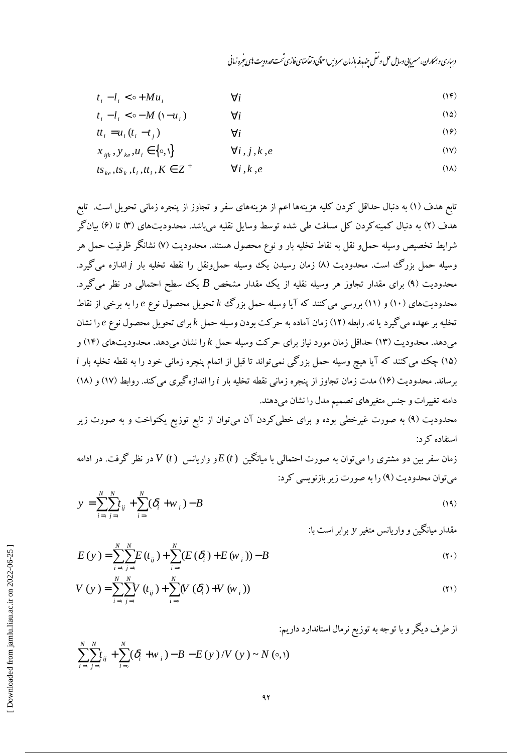$$t_i - l_i < 0 + Mu_i \qquad \forall i \tag{۱۴}$$

$$t_i - l_i < 0 - M(1 - u_i) \qquad \forall i \tag{۱۵}$$

$$tt_i = u_i (t_i - t_j) \qquad \forall i \tag{۱۶}$$

$$x_{ijk}, y_{ke}, u_i \in \{0,1\} \qquad \forall i, j, k, e \tag{۱۷}$$

$$ts_{ke}, ts_k, t_i, tt_i, K \in Z^+ \qquad \forall i, k, e \tag{۱۸}$$

تابع هدف (۱) به دنبال حداقل کردن کلیه هزینه‌ها اعم از هزینه‌های سفر و تجاوز از پنجره زمانی تحویل است. تابع هدف (۲) به دنبال کمینه‌کردن کل مسافت طی شده توسط وسایل نقلیه می‌باشد. محدودیت‌های (۳) تا (۶) بیان‌گر شرایط تخصیص وسیله حمل‌و نقل به نقاط تخلیه بار و نوع محصول هستند. محدودیت (۷) نشانگر ظرفیت حمل هر وسیله حمل بزرگ است. محدودیت (۸) زمان رسیدن یک وسیله حمل‌ونقل را نقطه تخلیه بار $j$ اندازه می‌گیرد. محدودیت (۹) برای مقدار تجاوز هر وسیله نقلیه از یک مقدار مشخص $B$ یک سطح احتمالی در نظر می‌گیرد. محدودیت‌های (۱۰) و (۱۱) بررسی می‌کنند که آیا وسیله حمل بزرگ $k$ تحویل محصول نوع $e$ را به برخی از نقاط تخلیه بر عهده می‌گیرد یا نه. رابطه (۱۲) زمان آماده به حرکت بودن وسیله حمل $k$ برای تحویل محصول نوع $e$ را نشان می‌دهد. محدودیت (۱۳) حداقل زمان مورد نیاز برای حرکت وسیله حمل $k$ را نشان می‌دهد. محدودیت‌های (۱۴) و (۱۵) چک می‌کنند که آیا هیچ وسیله حمل بزرگی نمی‌تواند تا قبل از اتمام پنچره زمانی خود را به نقطه تخلیه بار $i$ برساند. محدودیت (۱۶) مدت زمان تجاوز از پنجره زمانی نقطه تخلیه بار $i$ را اندازه‌گیری می‌کند. روابط (۱۷) و (۱۸) دامنه تغییرات و جنس متغیرهای تصمیم مدل را نشان می‌دهند.

محدودیت (۹) به صورت غیرخطی بوده و برای خطی‌کردن آن می‌توان از تابع توزیع یکنواخت و به صورت زیر استفاده کرد:

زمان سفر بین دو مشتری را می‌توان به صورت احتمالی با میانگین $E(t)$ و واریانس $V(t)$ در نظر گرفت. در ادامه می‌توان محدودیت (۹) را به صورت زیر بازنویسی کرد:

$$y = \sum_{i=1}^{N}\sum_{j=1}^{N} t_{ij} + \sum_{i=0}^{N}(\delta_i + w_i) - B \tag{۱۹}$$

مقدار میانگین و واریانس متغیر $y$ برابر است با:

$$E(y) = \sum_{i=1}^{N}\sum_{j=1}^{N} E(t_{ij}) + \sum_{i=0}^{N}(E(\delta_i) + E(w_i)) - B \tag{۲۰}$$

$$V(y) = \sum_{i=1}^{N}\sum_{j=1}^{N} V(t_{ij}) + \sum_{i=0}^{N}(V(\delta_i) + V(w_i)) \tag{۲۱}$$

از طرف دیگر و با توجه به توزیع نرمال استاندارد داریم:

$$\sum_{i=1}^{N}\sum_{j=1}^{N} t_{ij} + \sum_{i=0}^{N}(\delta_i + w_i) - B - E(y)/V(y) \sim N(0,1)$$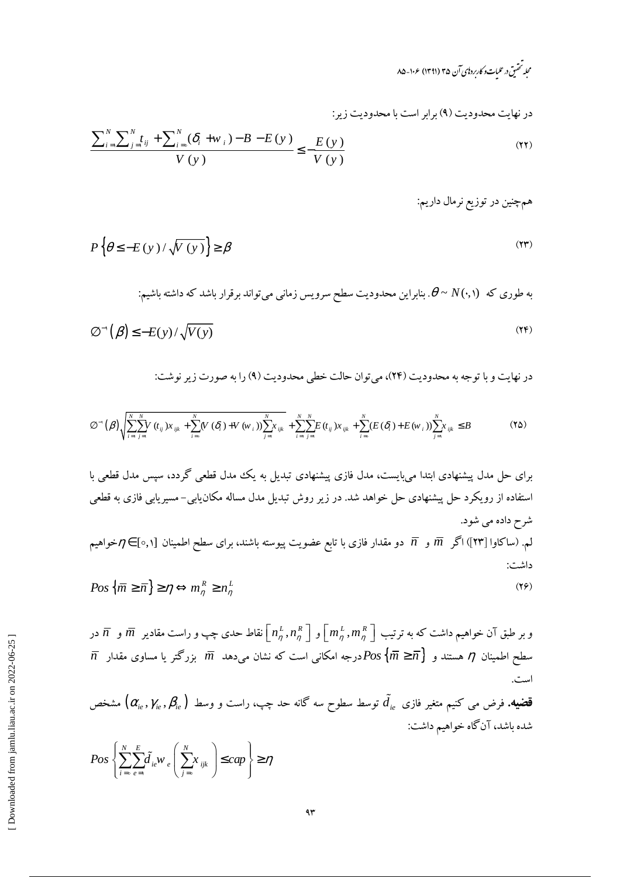در نهایت محدودیت (۹) برابر است با محدودیت زیر:

$$\frac{\sum_{i=1}^{N}\sum_{j=1}^{N} t_{ij} + \sum_{i=1}^{N}(\delta_i + w_i) - B - E(y)}{V(y)} \leq \frac{-E(y)}{V(y)} \tag{۲۲}$$

هم‌چنین در توزیع نرمال داریم:

$$P\left\{\theta \leq -E(y)/\sqrt{V(y)}\right\} \geq \beta \tag{۲۳}$$

به طوری که $\theta \sim N(0,1)$. بنابراین محدودیت سطح سرویس زمانی می‌تواند برقرار باشد که داشته باشیم:

$$\varnothing^{-1}(\beta) \leq -E(y)/\sqrt{V(y)} \tag{۲۴}$$

در نهایت و با توجه به محدودیت (۲۴)، می‌توان حالت خطی محدودیت (۹) را به صورت زیر نوشت:

$$\varnothing^{-1}(\beta)\sqrt{\sum_{i=1}^{N}\sum_{j=1}^{N} V(t_{ij})x_{ijk} + \sum_{i=1}^{N}(V(\delta_i) + V(w_i))\sum_{j=1}^{N} x_{ijk}} + \sum_{i=1}^{N}\sum_{j=1}^{N} E(t_{ij})x_{ijk} + \sum_{i=1}^{N}(E(\delta_i) + E(w_i))\sum_{j=1}^{N} x_{ijk} \leq B \tag{۲۵}$$

برای حل مدل پیشنهادی ابتدا می‌بایست، مدل فازی پیشنهادی تبدیل به یک مدل قطعی گردد، سپس مدل قطعی با استفاده از رویکرد حل پیشنهادی حل خواهد شد. در زیر روش تبدیل مدل مساله مکان‌یابی- مسیریابی فازی به قطعی شرح داده می شود.

لم. (ساکاوا [۲۳]) اگر $\bar{m}$ و $\bar{n}$ دو مقدار فازی با تابع عضویت پیوسته باشند، برای سطح اطمینان $\eta \in [0,1]$ خواهیم داشت:

$$Pos\left\{\bar{m} \geq \bar{n}\right\} \geq \eta \Leftrightarrow m_{\eta}^{R} \geq n_{\eta}^{L} \tag{۲۶}$$

و بر طبق آن خواهیم داشت که به ترتیب $\left[m_{\eta}^{L}, m_{\eta}^{R}\right]$ و $\left[n_{\eta}^{L}, n_{\eta}^{R}\right]$ نقاط حدی چپ و راست مقادیر $\bar{m}$ و $\bar{n}$ در سطح اطمینان $\eta$ هستند و $Pos\left\{\bar{m} \geq \bar{n}\right\}$ درجه امکانی است که نشان می‌دهد $\bar{m}$ بزرگتر یا مساوی مقدار $\bar{n}$ است.

**قضیه.** فرض می کنیم متغیر فازی $\tilde{d}_{ie}$ توسط سطوح سه گانه حد چپ، راست و وسط $\left(\alpha_{ie}, \gamma_{ie}, \beta_{ie}\right)$ مشخص شده باشد، آن‌گاه خواهیم داشت:

$$Pos\left\{\sum_{i=1}^{N}\sum_{e=1}^{E}\tilde{d}_{ie}w_{e}\left(\sum_{j=1}^{N}x_{ijk}\right) \leq cap\right\} \geq \eta$$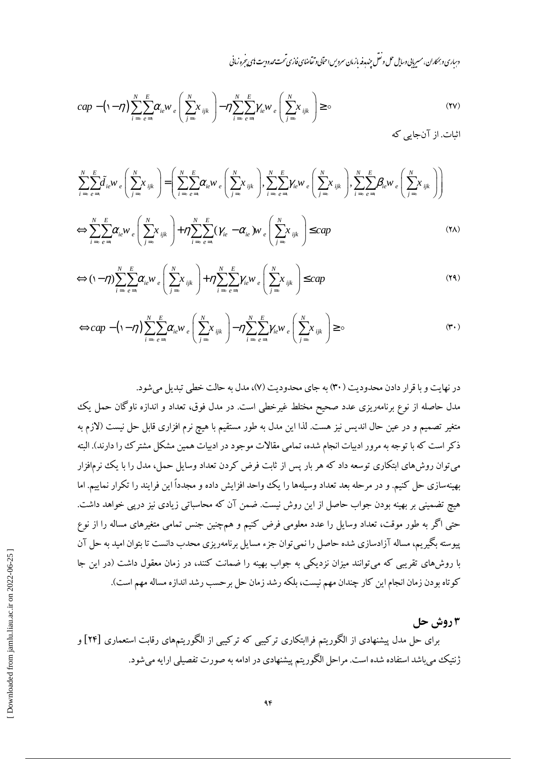$$cap - (1-\eta)\sum_{i=0}^{N}\sum_{e=1}^{E}\alpha_{ie} w_e \left(\sum_{j=0}^{N} x_{ijk}\right) - \eta \sum_{i=0}^{N}\sum_{e=1}^{E}\gamma_{ie} w_e \left(\sum_{j=0}^{N} x_{ijk}\right) \geq 0 \tag{۲۷}$$

اثبات. از آن‌جایی که

$$\sum_{i=0}^{N}\sum_{e=1}^{E}\tilde{d}_{ie} w_e \left(\sum_{j=0}^{N} x_{ijk}\right) = \left(\sum_{i=0}^{N}\sum_{e=1}^{E}\alpha_{ie} w_e \left(\sum_{j=0}^{N} x_{ijk}\right), \sum_{i=0}^{N}\sum_{e=1}^{E}\gamma_{ie} w_e \left(\sum_{j=0}^{N} x_{ijk}\right), \sum_{i=0}^{N}\sum_{e=1}^{E}\beta_{ie} w_e \left(\sum_{j=0}^{N} x_{ijk}\right)\right)$$

$$\Leftrightarrow \sum_{i=0}^{N}\sum_{e=1}^{E}\alpha_{ie} w_e \left(\sum_{j=0}^{N} x_{ijk}\right) + \eta \sum_{i=0}^{N}\sum_{e=1}^{E}(\gamma_{ie} - \alpha_{ie}) w_e \left(\sum_{j=0}^{N} x_{ijk}\right) \leq cap \tag{۲۸}$$

$$\Leftrightarrow (1-\eta)\sum_{i=0}^{N}\sum_{e=1}^{E}\alpha_{ie} w_e \left(\sum_{j=0}^{N} x_{ijk}\right) + \eta \sum_{i=0}^{N}\sum_{e=1}^{E}\gamma_{ie} w_e \left(\sum_{j=0}^{N} x_{ijk}\right) \leq cap \tag{۲۹}$$

$$\Leftrightarrow cap - (1-\eta)\sum_{i=0}^{N}\sum_{e=1}^{E}\alpha_{ie} w_e \left(\sum_{j=0}^{N} x_{ijk}\right) - \eta \sum_{i=0}^{N}\sum_{e=1}^{E}\gamma_{ie} w_e \left(\sum_{j=0}^{N} x_{ijk}\right) \geq 0 \tag{۳۰}$$

در نهایت و با قرار دادن محدودیت (۳۰) به جای محدودیت (۷)، مدل به حالت خطی تبدیل می‌شود.

مدل حاصله از نوع برنامه‌ریزی عدد صحیح مختلط غیرخطی است. در مدل فوق، تعداد و اندازه ناوگان حمل یک متغیر تصمیم و در عین حال اندیس نیز هست. لذا این مدل به طور مستقیم با هیچ نرم افزاری قابل حل نیست (لازم به ذکر است که با توجه به مرور ادبیات انجام شده، تمامی مقالات موجود در ادبیات همین مشکل مشترک را دارند). البته می‌توان روش‌های ابتکاری توسعه داد که هر بار پس از ثابت فرض کردن تعداد وسایل حمل، مدل را با یک نرم‌افزار بهینه‌سازی حل کنیم. و در مرحله بعد تعداد وسیله‌ها را یک واحد افزایش داده و مجدداً این فرایند را تکرار نماییم. اما هیچ تضمینی بر بهینه بودن جواب حاصل از این روش نیست. ضمن آن که محاسباتی زیادی نیز درپی خواهد داشت. حتی اگر به طور موقت، تعداد وسایل را عدد معلومی فرض کنیم و هم‌چنین جنس تمامی متغیرهای مساله را از نوع پیوسته بگیریم، مساله آزادسازی شده حاصل را نمی‌توان جزء مسایل برنامه‌ریزی محدب دانست تا بتوان امید به حل آن با روش‌های تقریبی که می‌توانند میزان نزدیکی به جواب بهینه را ضمانت کنند، در زمان معقول داشت (در این جا کوتاه بودن زمان انجام این کار چندان مهم نیست، بلکه رشد زمان حل برحسب رشد اندازه مساله مهم است).

## ۳ روش حل

برای حل مدل پیشنهادی از الگوریتم فراابتکاری ترکیبی که ترکیبی از الگوریتم‌های رقابت استعماری [24] و ژنتیک می‌باشد استفاده شده است. مراحل الگوریتم پیشنهادی در ادامه به صورت تفصیلی ارایه می‌شود.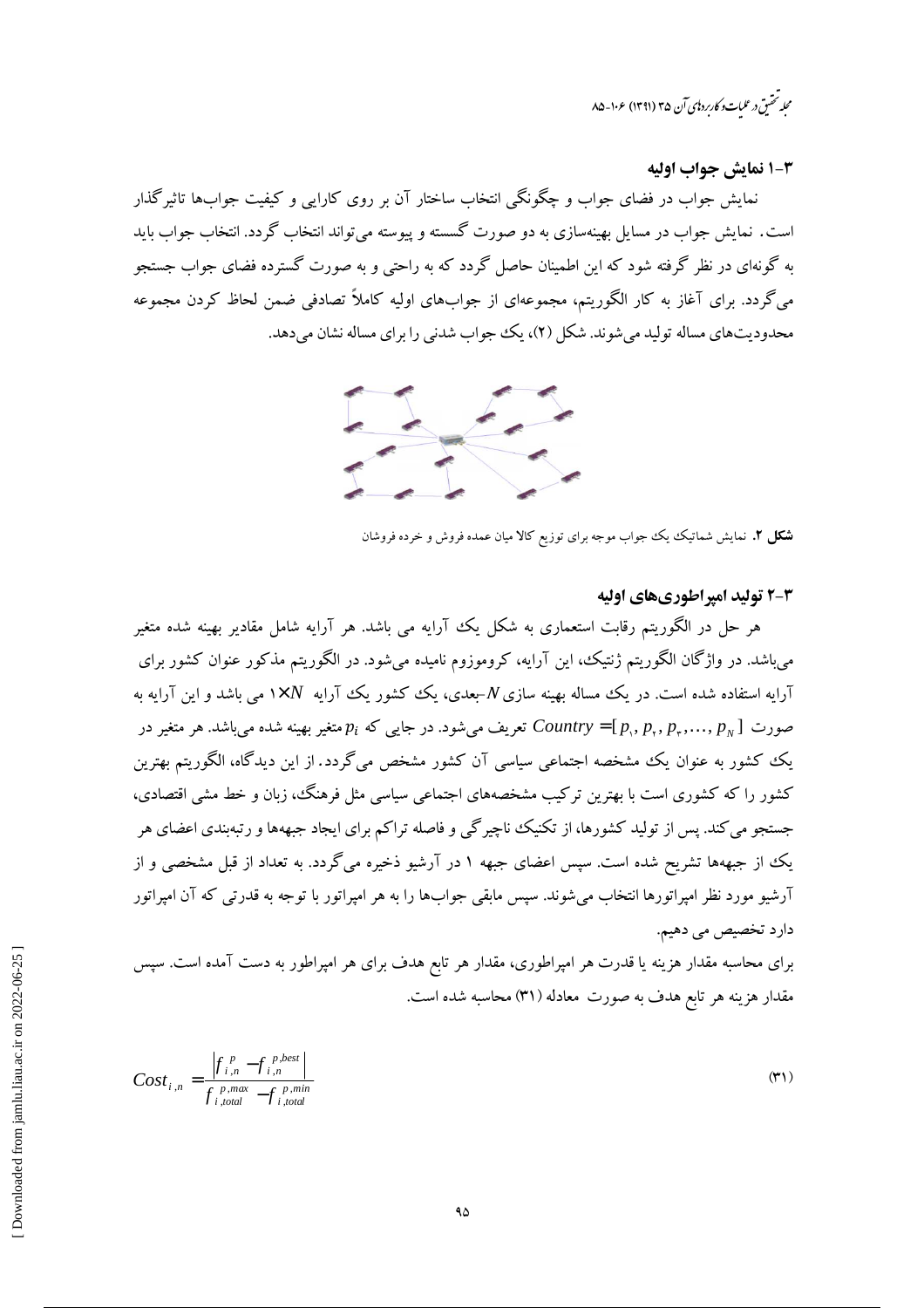### ۳-۱ نمایش جواب اولیه

نمایش جواب در فضای جواب و چگونگی انتخاب ساختار آن بر روی کارایی و کیفیت جواب‌ها تاثیرگذار است. نمایش جواب در مسایل بهینه‌سازی به دو صورت گسسته و پیوسته می‌تواند انتخاب گردد. انتخاب جواب باید به گونه‌ای در نظر گرفته شود که این اطمینان حاصل گردد که به راحتی و به صورت گسترده فضای جواب جستجو می‌گردد. برای آغاز به کار الگوریتم، مجموعه‌ای از جواب‌های اولیه کاملاً تصادفی ضمن لحاظ کردن مجموعه محدودیت‌های مساله تولید می‌شوند. شکل (۲)، یک جواب شدنی را برای مساله نشان می‌دهد.

**شکل ۲.** نمایش شماتیک یک جواب موجه برای توزیع کالا میان عمده فروش و خرده فروشان

### ۳-۲ تولید امپراطوری‌های اولیه

هر حل در الگوریتم رقابت استعماری به شکل یک آرایه می باشد. هر آرایه شامل مقادیر بهینه شده متغیر می‌باشد. در واژگان الگوریتم ژنتیک، این آرایه، کروموزوم نامیده می‌شود. در الگوریتم مذکور عنوان کشور برای آرایه استفاده شده است. در یک مساله بهینه سازی $N$-بعدی، یک کشور یک آرایه $1\times N$ می باشد و این آرایه به صورت $Country = [p_1, p_2, p_3, \ldots, p_N]$ تعریف می‌شود. در جایی که $p_i$ متغیر بهینه شده می‌باشد. هر متغیر در یک کشور به عنوان یک مشخصه اجتماعی سیاسی آن کشور مشخص می‌گردد. از این دیدگاه، الگوریتم بهترین کشور را که کشوری است با بهترین ترکیب مشخصه‌های اجتماعی سیاسی مثل فرهنگ، زبان و خط مشی اقتصادی، جستجو می‌کند. پس از تولید کشورها، از تکنیک ناچیرگی و فاصله تراکم برای ایجاد جبهه‌ها و رتبه‌بندی اعضای هر یک از جبهه‌ها تشریح شده است. سپس اعضای جبهه ۱ در آرشیو ذخیره می‌گردد. به تعداد از قبل مشخصی و از آرشیو مورد نظر امپراتورها انتخاب می‌شوند. سپس مابقی جواب‌ها را به هر امپراتور با توجه به قدرتی که آن امپراتور دارد تخصیص می دهیم.

برای محاسبه مقدار هزینه یا قدرت هر امپراطوری، مقدار هر تابع هدف برای هر امپراطور به دست آمده است. سپس مقدار هزینه هر تابع هدف به صورت معادله (۳۱) محاسبه شده است.

$$Cost_{i,n} = \frac{\left| f_{i,n}^{p} - f_{i,n}^{p,best} \right|}{f_{i,total}^{p,max} - f_{i,total}^{p,min}} \tag{۳۱}$$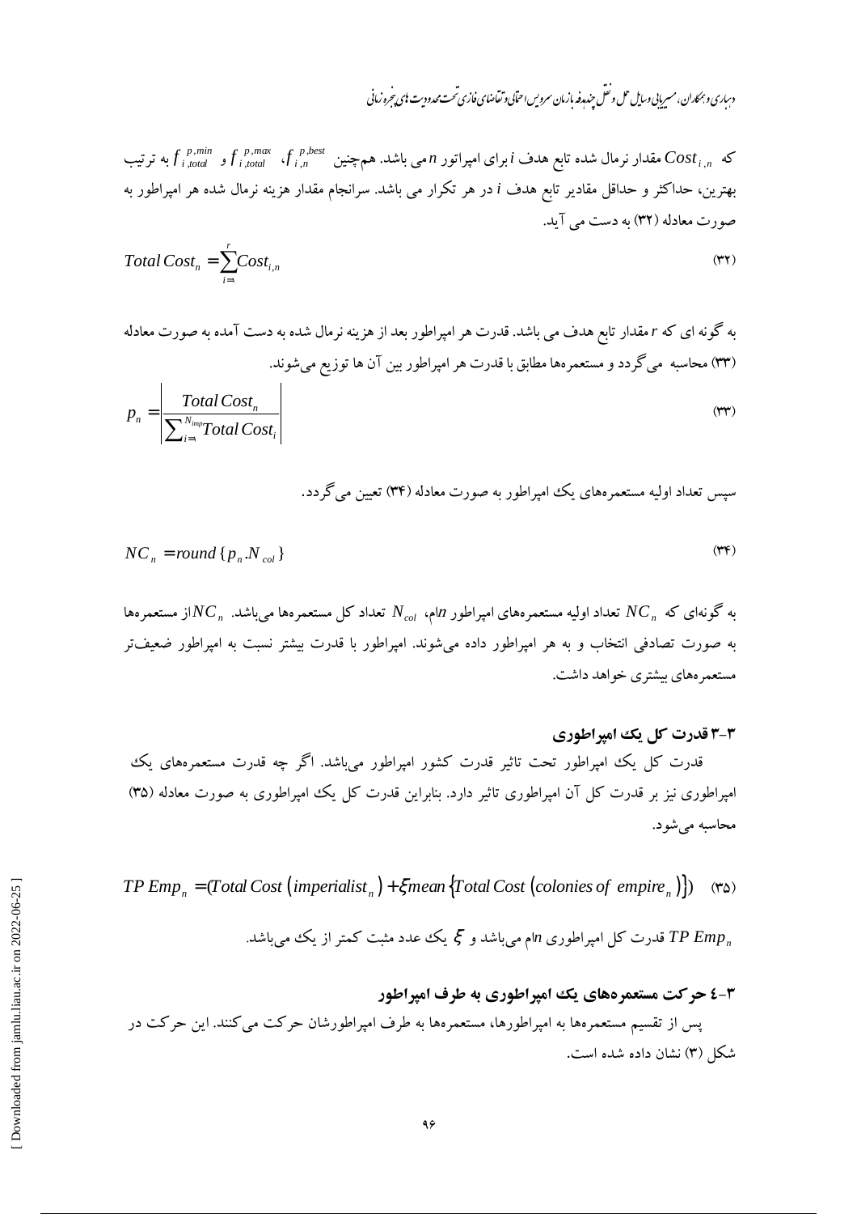که $Cost_{i,n}$ مقدار نرمال شده تابع هدف $i$ برای امپراتور $n$ می باشد. هم‌چنین $f_{i,n}^{p,best}$، $f_{i,total}^{p,max}$ و $f_{i,total}^{p,min}$ به ترتیب بهترین، حداکثر و حداقل مقادیر تابع هدف $i$ در هر تکرار می باشد. سرانجام مقدار هزینه نرمال شده هر امپراطور به صورت معادله (۳۲) به دست می آید.

$$Total\,Cost_n = \sum_{i=1}^{r} Cost_{i,n} \tag{۳۲}$$

به گونه ای که $r$ مقدار تابع هدف می باشد. قدرت هر امپراطور بعد از هزینه نرمال شده به دست آمده به صورت معادله (۳۳) محاسبه می‌گردد و مستعمره‌ها مطابق با قدرت هر امپراطور بین آن ها توزیع می‌شوند.

$$p_n = \left| \frac{Total\,Cost_n}{\sum_{i=1}^{N_{imp}} Total\,Cost_i} \right| \tag{۳۳}$$

سپس تعداد اولیه مستعمره‌های یک امپراطور به صورت معادله (۳۴) تعیین می‌گردد.

$$NC_n = round\{p_n . N_{col}\} \tag{۳۴}$$

به گونه‌ای که $NC_n$ تعداد اولیه مستعمره‌های امپراطور $n$ام، $N_{col}$ تعداد کل مستعمره‌ها می‌باشد. $NC_n$از مستعمره‌ها به صورت تصادفی انتخاب و به هر امپراطور داده می‌شوند. امپراطور با قدرت بیشتر نسبت به امپراطور ضعیف‌تر مستعمره‌های بیشتری خواهد داشت.

### ۳-۳ قدرت کل یک امپراطوری

قدرت کل یک امپراطور تحت تاثیر قدرت کشور امپراطور می‌باشد. اگر چه قدرت مستعمره‌های یک امپراطوری نیز بر قدرت کل آن امپراطوری تاثیر دارد. بنابراین قدرت کل یک امپراطوری به صورت معادله (۳۵) محاسبه می‌شود.

$$TP\,Emp_n = (Total\,Cost\,(imperialist_n) + \xi mean\,\{Total\,Cost\,(colonies\ of\ empire_n)\}) \tag{۳۵}$$

$TP\,Emp_n$ قدرت کل امپراطوری $n$ام می‌باشد و $\xi$ یک عدد مثبت کمتر از یک می‌باشد.

### ۳-٤ حرکت مستعمره‌های یک امپراطوری به طرف امپراطور

پس از تقسیم مستعمره‌ها به امپراطورها، مستعمره‌ها به طرف امپراطورشان حرکت می‌کنند. این حرکت در شکل (۳) نشان داده شده است.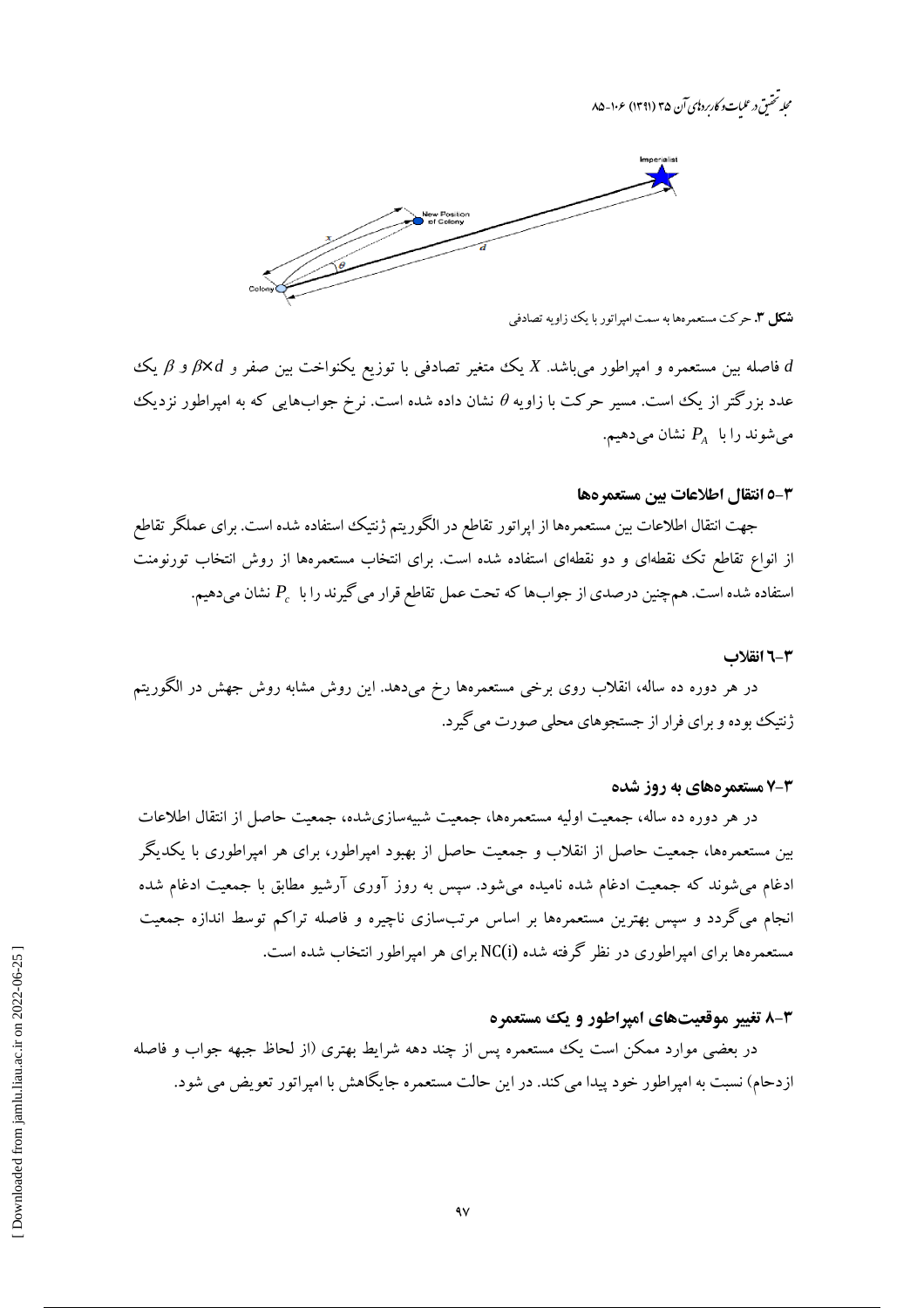**شکل ۳.** حرکت مستعمره‌ها به سمت امپراتور با یک زاویه تصادفی

$d$ فاصله بین مستعمره و امپراطور می‌باشد. $X$ یک متغیر تصادفی با توزیع یکنواخت بین صفر و $\beta \times d$ و $\beta$ یک عدد بزرگتر از یک است. مسیر حرکت با زاویه $\theta$ نشان داده شده است. نرخ جواب‌هایی که به امپراطور نزدیک می‌شوند را با $P_A$ نشان می‌دهیم.

### ۳-۵ انتقال اطلاعات بین مستعمره‌ها

جهت انتقال اطلاعات بین مستعمره‌ها از اپراتور تقاطع در الگوریتم ژنتیک استفاده شده است. برای عملگر تقاطع از انواع تقاطع تک نقطه‌ای و دو نقطه‌ای استفاده شده است. برای انتخاب مستعمره‌ها از روش انتخاب تورنومنت استفاده شده است. هم‌چنین درصدی از جواب‌ها که تحت عمل تقاطع قرار می‌گیرند را با $P_c$ نشان می‌دهیم.

### ۳-۶ انقلاب

در هر دوره ده ساله، انقلاب روی برخی مستعمره‌ها رخ می‌دهد. این روش مشابه روش جهش در الگوریتم ژنتیک بوده و برای فرار از جستجوهای محلی صورت می‌گیرد.

### ۳-۷ مستعمره‌های به روز شده

در هر دوره ده ساله، جمعیت اولیه مستعمره‌ها، جمعیت شبیه‌سازی‌شده، جمعیت حاصل از انتقال اطلاعات بین مستعمره‌ها، جمعیت حاصل از انقلاب و جمعیت حاصل از بهبود امپراطور، برای هر امپراطوری با یکدیگر ادغام می‌شوند که جمعیت ادغام شده نامیده می‌شود. سپس به روز آوری آرشیو مطابق با جمعیت ادغام شده انجام می‌گردد و سپس بهترین مستعمره‌ها بر اساس مرتب‌سازی ناچیره و فاصله تراکم توسط اندازه جمعیت مستعمره‌ها برای امپراطوری در نظر گرفته شده NC(i) برای هر امپراطور انتخاب شده است.

### ۳-۸ تغییر موقعیت‌های امپراطور و یک مستعمره

در بعضی موارد ممکن است یک مستعمره پس از چند دهه شرایط بهتری (از لحاظ جبهه جواب و فاصله ازدحام) نسبت به امپراطور خود پیدا می‌کند. در این حالت مستعمره جایگاهش با امپراتور تعویض می شود.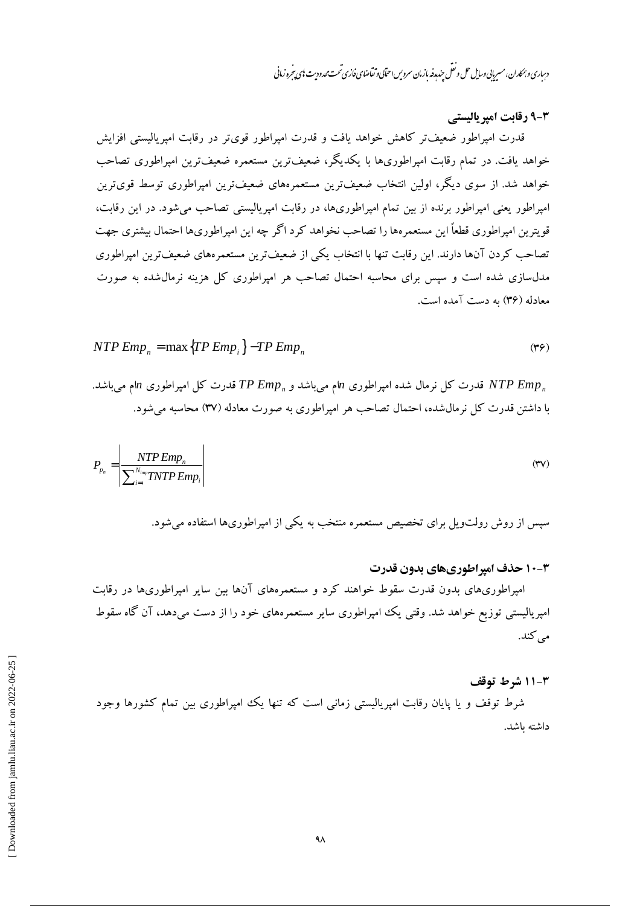### ۳-۹ رقابت امپریالیستی

قدرت امپراطور ضعیف‌تر کاهش خواهد یافت و قدرت امپراطور قوی‌تر در رقابت امپریالیستی افزایش خواهد یافت. در تمام رقابت امپراطوری‌ها با یکدیگر، ضعیف‌ترین مستعمره ضعیف‌ترین امپراطوری تصاحب خواهد شد. از سوی دیگر، اولین انتخاب ضعیف‌ترین مستعمره‌های ضعیف‌ترین امپراطوری توسط قوی‌ترین امپراطور یعنی امپراطور برنده از بین تمام امپراطوری‌ها، در رقابت امپریالیستی تصاحب می‌شود. در این رقابت، قویترین امپراطوری قطعاً این مستعمره‌ها را تصاحب نخواهد کرد اگر چه این امپراطوری‌ها احتمال بیشتری جهت تصاحب کردن آن‌ها دارند. این رقابت تنها با انتخاب یکی از ضعیف‌ترین مستعمره‌های ضعیف‌ترین امپراطوری مدل‌سازی شده است و سپس برای محاسبه احتمال تصاحب هر امپراطوری کل هزینه نرمال‌شده به صورت معادله (۳۶) به دست آمده است.

$$NTP\ Emp_n = \max\{TP\ Emp_i\} - TP\ Emp_n \qquad (۳۶)$$

$NTP\ Emp_n$ قدرت کل نرمال شده امپراطوری $n$ام می‌باشد و $TP\ Emp_n$ قدرت کل امپراطوری $n$ام می‌باشد. با داشتن قدرت کل نرمال‌شده، احتمال تصاحب هر امپراطوری به صورت معادله (۳۷) محاسبه می‌شود.

$$P_{p_n} = \left| \frac{NTP\ Emp_n}{\sum_{i=1}^{N_{imp}} TNTP\ Emp_i} \right| \qquad (۳۷)$$

سپس از روش رولت‌ویل برای تخصیص مستعمره منتخب به یکی از امپراطوری‌ها استفاده می‌شود.

### ۳-۱۰ حذف امپراطوری‌های بدون قدرت

امپراطوری‌های بدون قدرت سقوط خواهند کرد و مستعمره‌های آن‌ها بین سایر امپراطوری‌ها در رقابت امپریالیستی توزیع خواهد شد. وقتی یک امپراطوری سایر مستعمره‌های خود را از دست می‌دهد، آن گاه سقوط می‌کند.

### ۳-۱۱ شرط توقف

شرط توقف و یا پایان رقابت امپریالیستی زمانی است که تنها یک امپراطوری بین تمام کشورها وجود داشته باشد.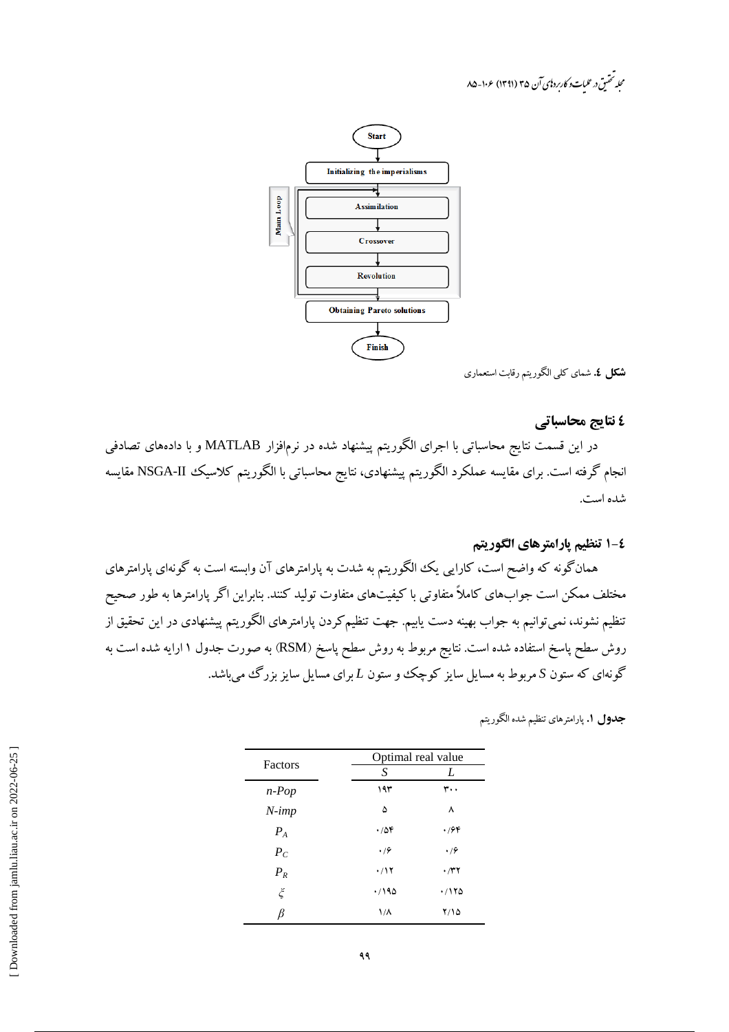**شکل ٤.** شمای کلی الگوریتم رقابت استعماری

## ٤ نتایج محاسباتی

در این قسمت نتایج محاسباتی با اجرای الگوریتم پیشنهاد شده در نرم‌افزار MATLAB و با داده‌های تصادفی انجام گرفته است. برای مقایسه عملکرد الگوریتم پیشنهادی، نتایج محاسباتی با الگوریتم کلاسیک NSGA-II مقایسه شده است.

### ٤-١ تنظیم پارامترهای الگوریتم

همان‌گونه که واضح است، کارایی یک الگوریتم به شدت به پارامترهای آن وابسته است به گونه‌ای پارامترهای مختلف ممکن است جواب‌های کاملاً متفاوتی با کیفیت‌های متفاوت تولید کنند. بنابراین اگر پارامترها به طور صحیح تنظیم نشوند، نمی‌توانیم به جواب بهینه دست یابیم. جهت تنظیم‌کردن پارامترهای الگوریتم پیشنهادی در این تحقیق از روش سطح پاسخ (RSM) استفاده شده است. نتایج مربوط به روش سطح پاسخ به صورت جدول ١ ارایه شده است به گونه‌ای که ستون $S$ مربوط به مسایل سایز کوچک و ستون $L$ برای مسایل سایز بزرگ می‌باشد.

**جدول ١.** پارامترهای تنظیم شده الگوریتم

| Factors | Optimal real value | |
|---|---|---|
| | $S$ | $L$ |
| $n\text{-}Pop$ | ١٩٣ | ٣٠٠ |
| $N\text{-}imp$ | ۵ | ٨ |
| $P_A$ | ٠/۵۴ | ٠/۶۴ |
| $P_C$ | ٠/۶ | ٠/۶ |
| $P_R$ | ٠/١٢ | ٠/٣٢ |
| $\xi$ | ٠/١٩۵ | ٠/١٢۵ |
| $\beta$ | ١/٨ | ٢/١۵ |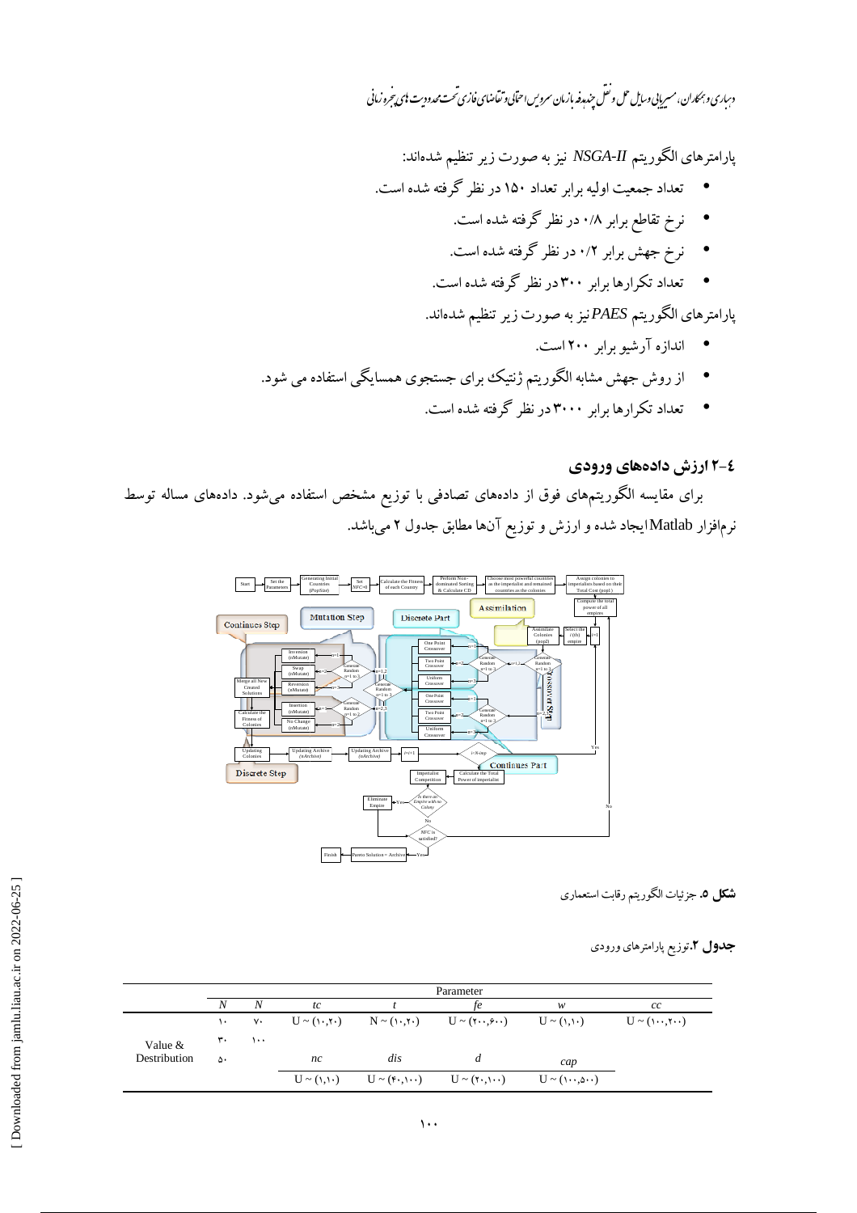پارامترهای الگوریتم *NSGA-II* نیز به صورت زیر تنظیم شده‌اند:

- تعداد جمعیت اولیه برابر تعداد ۱۵۰ در نظر گرفته شده است.
- نرخ تقاطع برابر ۰/۸ در نظر گرفته شده است.
- نرخ جهش برابر ۰/۲ در نظر گرفته شده است.
- تعداد تکرارها برابر ۳۰۰ در نظر گرفته شده است.

پارامترهای الگوریتم *PAES* نیز به صورت زیر تنظیم شده‌اند.

- اندازه آرشیو برابر ۲۰۰ است.
- از روش جهش مشابه الگوریتم ژنتیک برای جستجوی همسایگی استفاده می شود.
- تعداد تکرارها برابر ۳۰۰۰ در نظر گرفته شده است.

## ٤-۲ ارزش داده‌های ورودی

برای مقایسه الگوریتم‌های فوق از داده‌های تصادفی با توزیع مشخص استفاده می‌شود. داده‌های مساله توسط نرم‌افزار Matlab ایجاد شده و ارزش و توزیع آن‌ها مطابق جدول ۲ می‌باشد.

**شکل ۵.** جزئیات الگوریتم رقابت استعماری

**جدول ۲.** توزیع پارامترهای ورودی

| | Parameter | | | | | | |
|---|---|---|---|---|---|---|---|
| | *N* | N | *tc* | *t* | *fe* | *w* | *cc* |
| Value & Destribution | ۱۰ | ۷۰ | U ~ (۱۰,۲۰) | N ~ (۱۰,۲۰) | U ~ (۲۰۰,۶۰۰) | U ~ (۱,۱۰) | U ~ (۱۰۰,۲۰۰) |
| | ۳۰ | ۱۰۰ | | | | | |
| | ۵۰ | | *nc* | *dis* | *d* | *cap* | |
| | | | U ~ (۱,۱۰) | U ~ (۴۰,۱۰۰) | U ~ (۲۰,۱۰۰) | U ~ (۱۰۰,۵۰۰) | |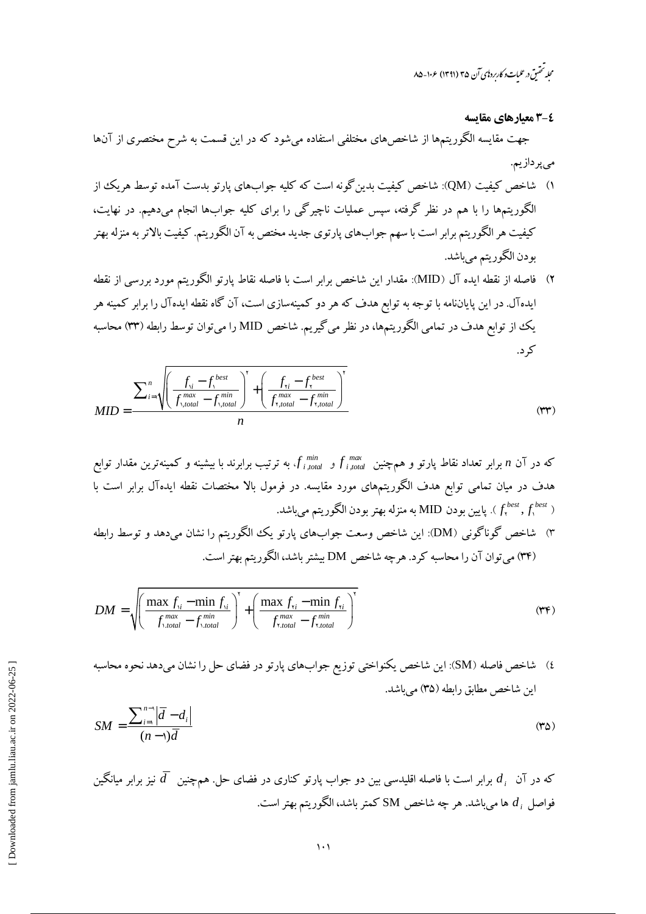### ۴-۳ معیارهای مقایسه

جهت مقایسه الگوریتم‌ها از شاخص‌های مختلفی استفاده می‌شود که در این قسمت به شرح مختصری از آن‌ها می‌پردازیم.

۱) شاخص کیفیت (QM): شاخص کیفیت بدین‌گونه است که کلیه جواب‌های پارتو بدست آمده توسط هریک از الگوریتم‌ها را با هم در نظر گرفته، سپس عملیات ناچیرگی را برای کلیه جواب‌ها انجام می‌دهیم. در نهایت، کیفیت هر الگوریتم برابر است با سهم جواب‌های پارتوی جدید مختص به آن الگوریتم. کیفیت بالاتر به منزله بهتر بودن الگوریتم می‌باشد.

۲) فاصله از نقطه ایده آل (MID): مقدار این شاخص برابر است با فاصله نقاط پارتو الگوریتم مورد بررسی از نقطه ایده‌آل. در این پایان‌نامه با توجه به توابع هدف که هر دو کمینه‌سازی است، آن گاه نقطه ایده‌آل را برابر کمینه هر یک از توابع هدف در تمامی الگوریتم‌ها، در نظر می‌گیریم. شاخص MID را می‌توان توسط رابطه (۳۳) محاسبه کرد.

$$MID = \frac{\sum_{i=1}^{n} \sqrt{\left( \frac{f_{1i} - f_1^{best}}{f_{1,total}^{max} - f_{1,total}^{min}} \right)^2 + \left( \frac{f_{2i} - f_2^{best}}{f_{2,total}^{max} - f_{2,total}^{min}} \right)^2}}{n} \quad (۳۳)$$

که در آن $n$ برابر تعداد نقاط پارتو و همچنین $f_{i,total}^{max}$ و $f_{i,total}^{min}$، به ترتیب برابرند با بیشینه و کمینه‌ترین مقدار توابع هدف در میان تمامی توابع هدف الگوریتم‌های مورد مقایسه. در فرمول بالا مختصات نقطه ایده‌آل برابر است با ( $f_2^{best}, f_1^{best}$ ). پایین بودن MID به منزله بهتر بودن الگوریتم می‌باشد.

۳) شاخص گوناگونی (DM): این شاخص وسعت جواب‌های پارتو یک الگوریتم را نشان می‌دهد و توسط رابطه (۳۴) می‌توان آن را محاسبه کرد. هرچه شاخص DM بیشتر باشد، الگوریتم بهتر است.

$$DM = \sqrt{\left( \frac{\max f_{1i} - \min f_{1i}}{f_{1.total}^{max} - f_{1.total}^{min}} \right)^2 + \left( \frac{\max f_{2i} - \min f_{2i}}{f_{2.total}^{max} - f_{2.total}^{min}} \right)^2} \quad (۳۴)$$

۴) شاخص فاصله (SM): این شاخص یکنواختی توزیع جواب‌های پارتو در فضای حل را نشان می‌دهد نحوه محاسبه این شاخص مطابق رابطه (۳۵) می‌باشد.

$$SM = \frac{\sum_{i=1}^{n-1} \left| \bar{d} - d_i \right|}{(n-1)\bar{d}} \quad (۳۵)$$

که در آن $d_i$ برابر است با فاصله اقلیدسی بین دو جواب پارتو کناری در فضای حل. همچنین $\bar{d}$ نیز برابر میانگین فواصل $d_i$ ها می‌باشد. هر چه شاخص SM کمتر باشد، الگوریتم بهتر است.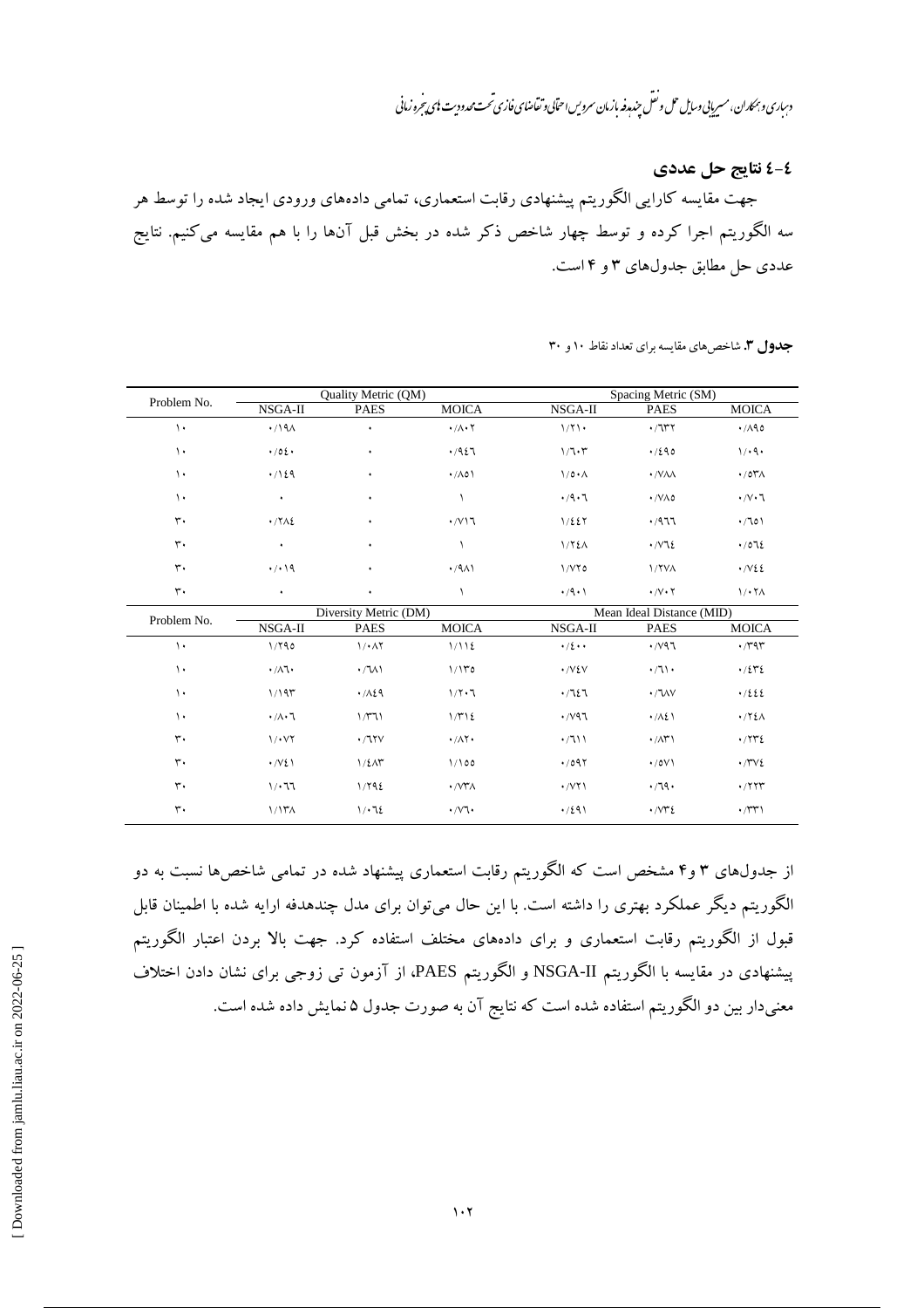## ۴-۴ نتایج حل عددی

جهت مقایسه کارایی الگوریتم پیشنهادی رقابت استعماری، تمامی داده‌های ورودی ایجاد شده را توسط هر سه الگوریتم اجرا کرده و توسط چهار شاخص ذکر شده در بخش قبل آن‌ها را با هم مقایسه می‌کنیم. نتایج عددی حل مطابق جدول‌های ۳ و ۴ است.

**جدول ۳.** شاخص‌های مقایسه برای تعداد نقاط ۱۰ و ۳۰

| Problem No. | Quality Metric (QM) | | | Spacing Metric (SM) | | |
|---|---|---|---|---|---|---|
| | NSGA-II | PAES | MOICA | NSGA-II | PAES | MOICA |
| ۱۰ | ۰/۱۹۸ | ۰ | ۰/۸۰۲ | ۱/۲۱۰ | ۰/۶۳۲ | ۰/۸۹۵ |
| ۱۰ | ۰/۵۴۰ | ۰ | ۰/۹۴۶ | ۱/۶۰۳ | ۰/۴۹۵ | ۱/۰۹۰ |
| ۱۰ | ۰/۱۴۹ | ۰ | ۰/۸۵۱ | ۱/۵۰۸ | ۰/۷۸۸ | ۰/۵۳۸ |
| ۱۰ | ۰ | ۰ | ۱ | ۰/۹۰۶ | ۰/۷۸۵ | ۰/۷۰۶ |
| ۳۰ | ۰/۲۸۴ | ۰ | ۰/۷۱۶ | ۱/۴۴۲ | ۰/۹۶۶ | ۰/۶۵۱ |
| ۳۰ | ۰ | ۰ | ۱ | ۱/۲۴۸ | ۰/۷۶۴ | ۰/۵۶۴ |
| ۳۰ | ۰/۰۱۹ | ۰ | ۰/۹۸۱ | ۱/۷۲۵ | ۱/۲۷۸ | ۰/۷۴۴ |
| ۳۰ | ۰ | ۰ | ۱ | ۰/۹۰۱ | ۰/۷۰۲ | ۱/۰۲۸ |

| Problem No. | Diversity Metric (DM) | | | Mean Ideal Distance (MID) | | |
|---|---|---|---|---|---|---|
| | NSGA-II | PAES | MOICA | NSGA-II | PAES | MOICA |
| ۱۰ | ۱/۲۹۵ | ۱/۰۸۲ | ۱/۱۱۴ | ۰/۴۰۰ | ۰/۷۹۶ | ۰/۳۹۳ |
| ۱۰ | ۰/۸۶۰ | ۰/۶۸۱ | ۱/۱۳۵ | ۰/۷۴۷ | ۰/۶۱۰ | ۰/۴۳۴ |
| ۱۰ | ۱/۱۹۳ | ۰/۸۴۹ | ۱/۲۰۶ | ۰/۶۴۶ | ۰/۶۸۷ | ۰/۴۴۴ |
| ۱۰ | ۰/۸۰۶ | ۱/۳۶۱ | ۱/۳۱۴ | ۰/۷۹۶ | ۰/۸۴۱ | ۰/۲۴۸ |
| ۳۰ | ۱/۰۷۲ | ۰/۶۲۷ | ۰/۸۲۰ | ۰/۶۱۱ | ۰/۸۳۱ | ۰/۲۳۴ |
| ۳۰ | ۰/۷۴۱ | ۱/۴۸۳ | ۱/۱۵۵ | ۰/۵۹۲ | ۰/۵۷۱ | ۰/۳۷۴ |
| ۳۰ | ۱/۰۶۶ | ۱/۲۹۴ | ۰/۷۳۸ | ۰/۷۲۱ | ۰/۶۹۰ | ۰/۲۲۳ |
| ۳۰ | ۱/۱۳۸ | ۱/۰۶۴ | ۰/۷۶۰ | ۰/۴۹۱ | ۰/۷۳۴ | ۰/۳۳۱ |

از جدول‌های ۳ و۴ مشخص است که الگوریتم رقابت استعماری پیشنهاد شده در تمامی شاخص‌ها نسبت به دو الگوریتم دیگر عملکرد بهتری را داشته است. با این حال می‌توان برای مدل چندهدفه ارایه شده با اطمینان قابل قبول از الگوریتم رقابت استعماری و برای داده‌های مختلف استفاده کرد. جهت بالا بردن اعتبار الگوریتم پیشنهادی در مقایسه با الگوریتم NSGA-II و الگوریتم PAES، از آزمون تی زوجی برای نشان دادن اختلاف معنی‌دار بین دو الگوریتم استفاده شده است که نتایج آن به صورت جدول ۵ نمایش داده شده است.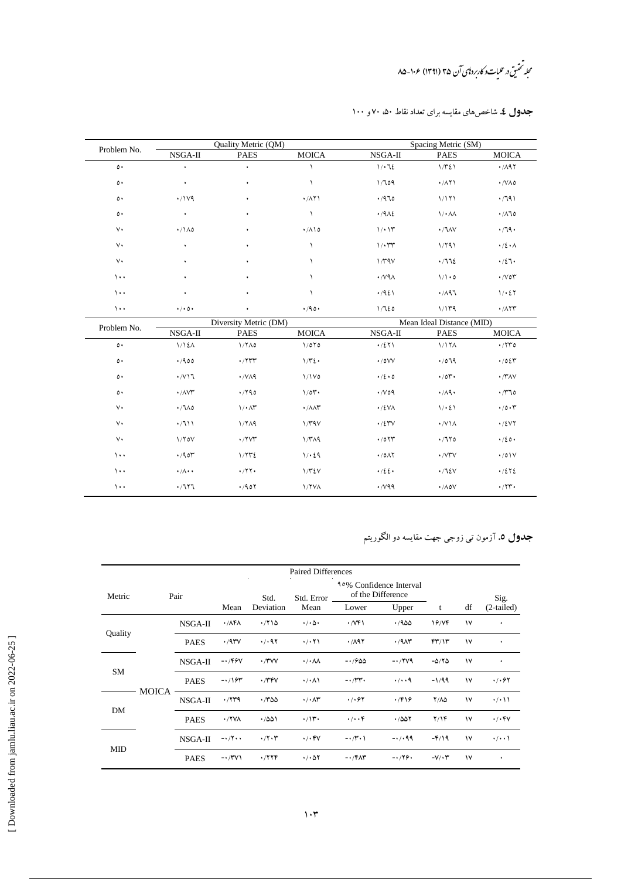**جدول ٤.** شاخص‌های مقایسه برای تعداد نقاط ۵۰، ۷۰ و ۱۰۰

| Problem No. | Quality Metric (QM) | | | Spacing Metric (SM) | | |
|---|---|---|---|---|---|---|
| | NSGA-II | PAES | MOICA | NSGA-II | PAES | MOICA |
| ۵۰ | ۰ | ۰ | ۱ | ۱/۰۶۴ | ۱/۳۴۱ | ۰/۸۹۲ |
| ۵۰ | ۰ | ۰ | ۱ | ۱/۶۵۹ | ۰/۸۲۱ | ۰/۷۸۵ |
| ۵۰ | ۰/۱۷۹ | ۰ | ۰/۸۲۱ | ۰/۹۶۵ | ۱/۱۲۱ | ۰/۶۹۱ |
| ۵۰ | ۰ | ۰ | ۱ | ۰/۹۸۴ | ۱/۰۸۸ | ۰/۸۶۵ |
| ۷۰ | ۰/۱۸۵ | ۰ | ۰/۸۱۵ | ۱/۰۱۳ | ۰/۶۸۷ | ۰/۶۹۰ |
| ۷۰ | ۰ | ۰ | ۱ | ۱/۰۳۳ | ۱/۲۹۱ | ۰/۴۰۸ |
| ۷۰ | ۰ | ۰ | ۱ | ۱/۳۹۷ | ۰/۶۶۴ | ۰/۴۶۰ |
| ۱۰۰ | ۰ | ۰ | ۱ | ۰/۷۹۸ | ۱/۱۰۵ | ۰/۷۵۳ |
| ۱۰۰ | ۰ | ۰ | ۱ | ۰/۹۴۱ | ۰/۸۹۶ | ۱/۰۴۲ |
| ۱۰۰ | ۰/۰۵۰ | ۰ | ۰/۹۵۰ | ۱/۶۴۵ | ۱/۱۳۹ | ۰/۸۲۳ |

| Problem No. | Diversity Metric (DM) | | | Mean Ideal Distance (MID) | | |
|---|---|---|---|---|---|---|
| | NSGA-II | PAES | MOICA | NSGA-II | PAES | MOICA |
| ۵۰ | ۱/۱۴۸ | ۱/۲۸۵ | ۱/۵۲۵ | ۰/۴۲۱ | ۱/۱۲۸ | ۰/۲۳۵ |
| ۵۰ | ۰/۹۵۵ | ۰/۲۲۳ | ۱/۳۴۰ | ۰/۵۷۷ | ۰/۵۶۹ | ۰/۵۴۳ |
| ۵۰ | ۰/۷۱۶ | ۰/۷۸۹ | ۱/۱۷۵ | ۰/۴۰۵ | ۰/۵۳۰ | ۰/۳۸۷ |
| ۵۰ | ۰/۸۷۳ | ۰/۲۹۵ | ۱/۵۳۰ | ۰/۷۵۹ | ۰/۸۹۰ | ۰/۳۶۵ |
| ۷۰ | ۰/۶۸۵ | ۱/۰۸۳ | ۰/۸۸۳ | ۰/۴۷۸ | ۱/۰۴۱ | ۰/۵۰۳ |
| ۷۰ | ۰/۶۱۱ | ۱/۲۸۹ | ۱/۳۹۷ | ۰/۴۳۷ | ۰/۷۱۸ | ۰/۴۷۲ |
| ۷۰ | ۱/۲۵۷ | ۰/۲۷۳ | ۱/۳۸۹ | ۰/۵۲۳ | ۰/۶۲۵ | ۰/۴۵۰ |
| ۱۰۰ | ۰/۹۵۳ | ۱/۲۳۴ | ۱/۰۴۹ | ۰/۵۸۲ | ۰/۷۳۷ | ۰/۵۱۷ |
| ۱۰۰ | ۰/۸۰۰ | ۰/۲۲۰ | ۱/۳۴۷ | ۰/۴۴۰ | ۰/۶۴۷ | ۰/۴۲۴ |
| ۱۰۰ | ۰/۶۲۶ | ۰/۹۵۲ | ۱/۲۷۸ | ۰/۷۹۹ | ۰/۸۵۷ | ۰/۲۳۰ |

**جدول ۵.** آزمون تی زوجی جهت مقایسه دو الگوریتم

| Metric | Pair | | Paired Differences | | | | | t | df | Sig. (2-tailed) |
|---|---|---|---|---|---|---|---|---|---|---|
| | | | Mean | Std. Deviation | Std. Error Mean | ۹۰% Confidence Interval of the Difference – Lower | Upper | | | |
| Quality | MOICA | NSGA-II | ۰/۸۴۸ | ۰/۲۱۵ | ۰/۰۵۰ | ۰/۷۴۱ | ۰/۹۵۵ | ۱۶/۷۴ | ۱۷ | ۰ |
| | MOICA | PAES | ۰/۹۳۷ | ۰/۰۹۲ | ۰/۰۲۱ | ۰/۸۹۲ | ۰/۹۸۳ | ۴۳/۱۳ | ۱۷ | ۰ |
| SM | MOICA | NSGA-II | -۰/۴۶۷ | ۰/۳۷۷ | ۰/۰۸۸ | -۰/۶۵۵ | -۰/۲۷۹ | -۵/۲۵ | ۱۷ | ۰ |
| | MOICA | PAES | -۰/۱۶۳ | ۰/۳۴۷ | ۰/۰۸۱ | -۰/۳۳۰ | ۰/۰۰۹ | -۱/۹۹ | ۱۷ | ۰/۰۶۲ |
| DM | MOICA | NSGA-II | ۰/۲۳۹ | ۰/۳۵۵ | ۰/۰۸۳ | ۰/۰۶۲ | ۰/۴۱۶ | ۲/۸۵ | ۱۷ | ۰/۰۱۱ |
| | MOICA | PAES | ۰/۲۷۸ | ۰/۵۵۱ | ۰/۱۳۰ | ۰/۰۰۴ | ۰/۵۵۲ | ۲/۱۴ | ۱۷ | ۰/۰۴۷ |
| MID | MOICA | NSGA-II | -۰/۲۰۰ | ۰/۲۰۳ | ۰/۰۴۷ | -۰/۳۰۱ | -۰/۰۹۹ | -۴/۱۹ | ۱۷ | ۰/۰۰۱ |
| | MOICA | PAES | -۰/۳۷۱ | ۰/۲۲۴ | ۰/۰۵۲ | -۰/۴۸۳ | -۰/۲۶۰ | -۷/۰۳ | ۱۷ | ۰ |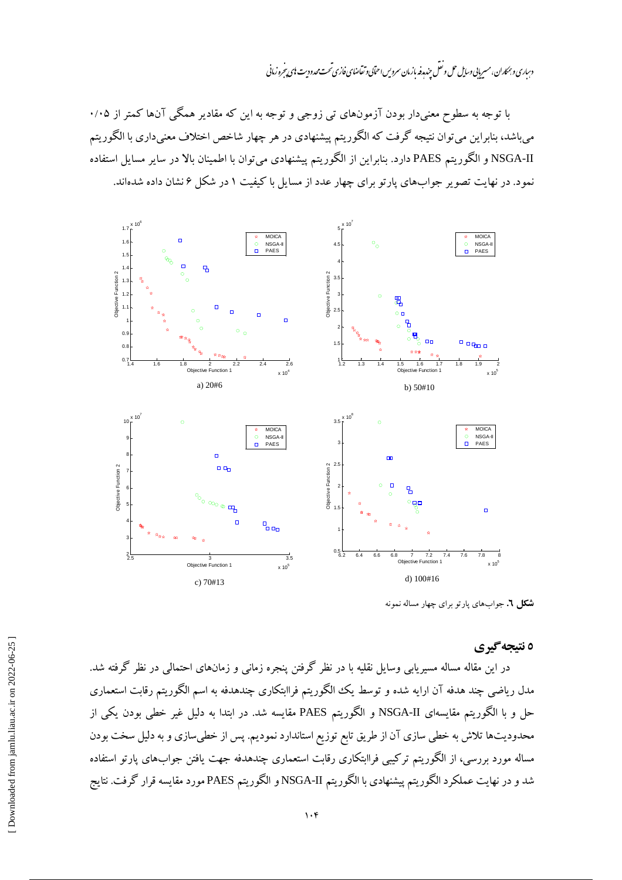با توجه به سطوح معنی‌دار بودن آزمون‌های تی زوجی و توجه به این که مقادیر همگی آن‌ها کمتر از ۰/۰۵ می‌باشد، بنابراین می‌توان نتیجه گرفت که الگوریتم پیشنهادی در هر چهار شاخص اختلاف معنی‌داری با الگوریتم NSGA-II و الگوریتم PAES دارد. بنابراین از الگوریتم پیشنهادی می‌توان با اطمینان بالا در سایر مسایل استفاده نمود. در نهایت تصویر جواب‌های پارتو برای چهار عدد از مسایل با کیفیت ۱ در شکل ۶ نشان داده شده‌اند.

a) 20#6

b) 50#10

c) 70#13

d) 100#16

**شکل ٦.** جواب‌های پارتو برای چهار مساله نمونه

## ۵ نتیجه‌گیری

در این مقاله مساله مسیریابی وسایل نقلیه با در نظر گرفتن پنجره زمانی و زمان‌های احتمالی در نظر گرفته شد. مدل ریاضی چند هدفه آن ارایه شده و توسط یک الگوریتم فراابتکاری چندهدفه به اسم الگوریتم رقابت استعماری حل و با الگوریتم مقایسه‌ای NSGA-II و الگوریتم PAES مقایسه شد. در ابتدا به دلیل غیر خطی بودن یکی از محدودیت‌ها تلاش به خطی سازی آن از طریق تابع توزیع استاندارد نمودیم. پس از خطی‌سازی و به دلیل سخت بودن مساله مورد بررسی، از الگوریتم ترکیبی فراابتکاری رقابت استعماری چندهدفه جهت یافتن جواب‌های پارتو استفاده شد و در نهایت عملکرد الگوریتم پیشنهادی با الگوریتم NSGA-II و الگوریتم PAES مورد مقایسه قرار گرفت. نتایج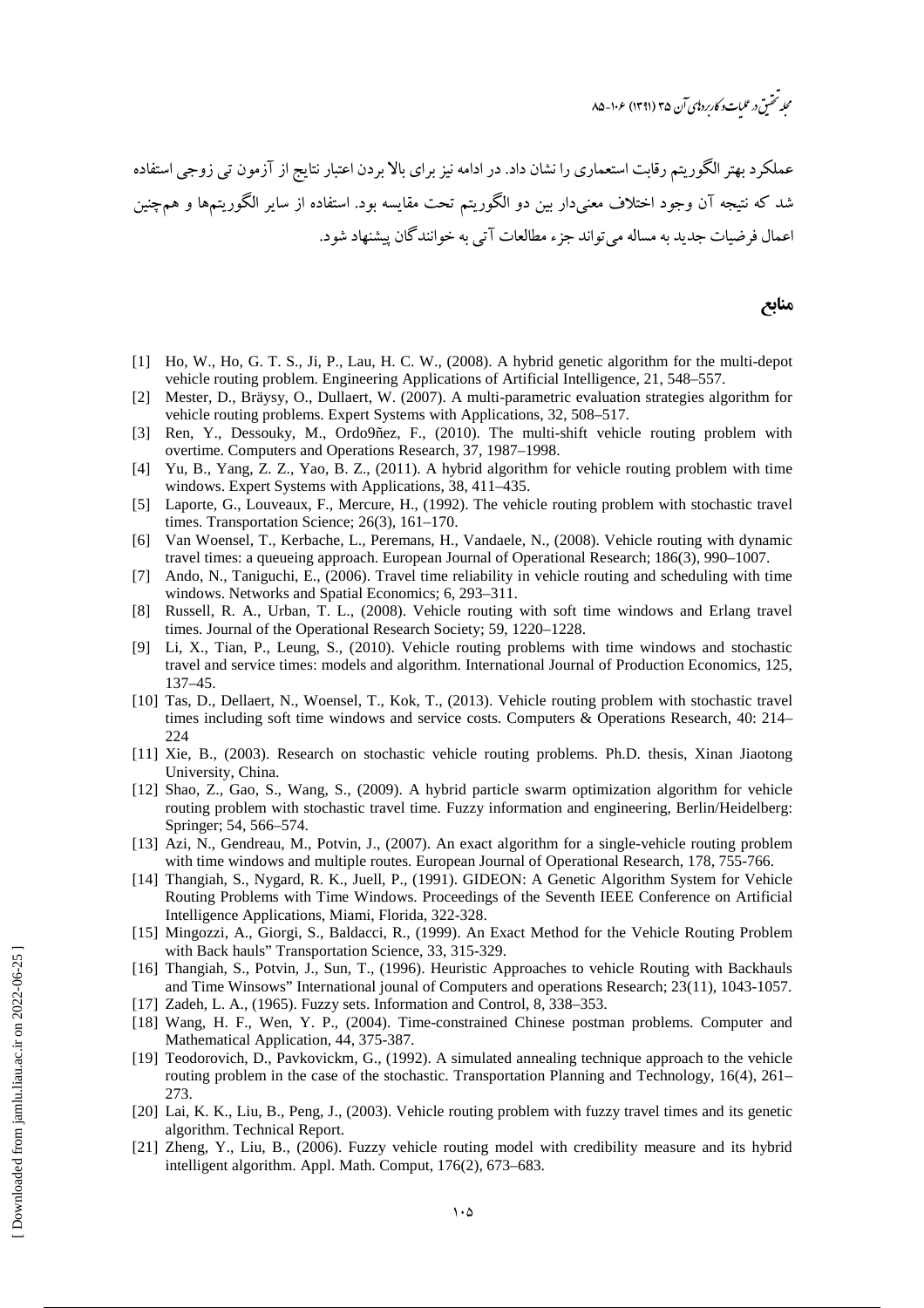عملکرد بهتر الگوریتم رقابت استعماری را نشان داد. در ادامه نیز برای بالا بردن اعتبار نتایج از آزمون تی زوجی استفاده شد که نتیجه آن وجود اختلاف معنی‌دار بین دو الگوریتم تحت مقایسه بود. استفاده از سایر الگوریتم‌ها و هم‌چنین اعمال فرضیات جدید به مساله می‌تواند جزء مطالعات آتی به خوانندگان پیشنهاد شود.

## منابع

[1] Ho, W., Ho, G. T. S., Ji, P., Lau, H. C. W., (2008). A hybrid genetic algorithm for the multi-depot vehicle routing problem. Engineering Applications of Artificial Intelligence, 21, 548–557.

[2] Mester, D., Bräysy, O., Dullaert, W. (2007). A multi-parametric evaluation strategies algorithm for vehicle routing problems. Expert Systems with Applications, 32, 508–517.

[3] Ren, Y., Dessouky, M., Ordo9ñez, F., (2010). The multi-shift vehicle routing problem with overtime. Computers and Operations Research, 37, 1987–1998.

[4] Yu, B., Yang, Z. Z., Yao, B. Z., (2011). A hybrid algorithm for vehicle routing problem with time windows. Expert Systems with Applications, 38, 411–435.

[5] Laporte, G., Louveaux, F., Mercure, H., (1992). The vehicle routing problem with stochastic travel times. Transportation Science; 26(3), 161–170.

[6] Van Woensel, T., Kerbache, L., Peremans, H., Vandaele, N., (2008). Vehicle routing with dynamic travel times: a queueing approach. European Journal of Operational Research; 186(3), 990–1007.

[7] Ando, N., Taniguchi, E., (2006). Travel time reliability in vehicle routing and scheduling with time windows. Networks and Spatial Economics; 6, 293–311.

[8] Russell, R. A., Urban, T. L., (2008). Vehicle routing with soft time windows and Erlang travel times. Journal of the Operational Research Society; 59, 1220–1228.

[9] Li, X., Tian, P., Leung, S., (2010). Vehicle routing problems with time windows and stochastic travel and service times: models and algorithm. International Journal of Production Economics, 125, 137–45.

[10] Tas, D., Dellaert, N., Woensel, T., Kok, T., (2013). Vehicle routing problem with stochastic travel times including soft time windows and service costs. Computers & Operations Research, 40: 214–224

[11] Xie, B., (2003). Research on stochastic vehicle routing problems. Ph.D. thesis, Xinan Jiaotong University, China.

[12] Shao, Z., Gao, S., Wang, S., (2009). A hybrid particle swarm optimization algorithm for vehicle routing problem with stochastic travel time. Fuzzy information and engineering, Berlin/Heidelberg: Springer; 54, 566–574.

[13] Azi, N., Gendreau, M., Potvin, J., (2007). An exact algorithm for a single-vehicle routing problem with time windows and multiple routes. European Journal of Operational Research, 178, 755-766.

[14] Thangiah, S., Nygard, R. K., Juell, P., (1991). GIDEON: A Genetic Algorithm System for Vehicle Routing Problems with Time Windows. Proceedings of the Seventh IEEE Conference on Artificial Intelligence Applications, Miami, Florida, 322-328.

[15] Mingozzi, A., Giorgi, S., Baldacci, R., (1999). An Exact Method for the Vehicle Routing Problem with Back hauls" Transportation Science, 33, 315-329.

[16] Thangiah, S., Potvin, J., Sun, T., (1996). Heuristic Approaches to vehicle Routing with Backhauls and Time Winsows" International jounal of Computers and operations Research; 23(11), 1043-1057.

[17] Zadeh, L. A., (1965). Fuzzy sets. Information and Control, 8, 338–353.

[18] Wang, H. F., Wen, Y. P., (2004). Time-constrained Chinese postman problems. Computer and Mathematical Application, 44, 375-387.

[19] Teodorovich, D., Pavkovickm, G., (1992). A simulated annealing technique approach to the vehicle routing problem in the case of the stochastic. Transportation Planning and Technology, 16(4), 261–273.

[20] Lai, K. K., Liu, B., Peng, J., (2003). Vehicle routing problem with fuzzy travel times and its genetic algorithm. Technical Report.

[21] Zheng, Y., Liu, B., (2006). Fuzzy vehicle routing model with credibility measure and its hybrid intelligent algorithm. Appl. Math. Comput, 176(2), 673–683.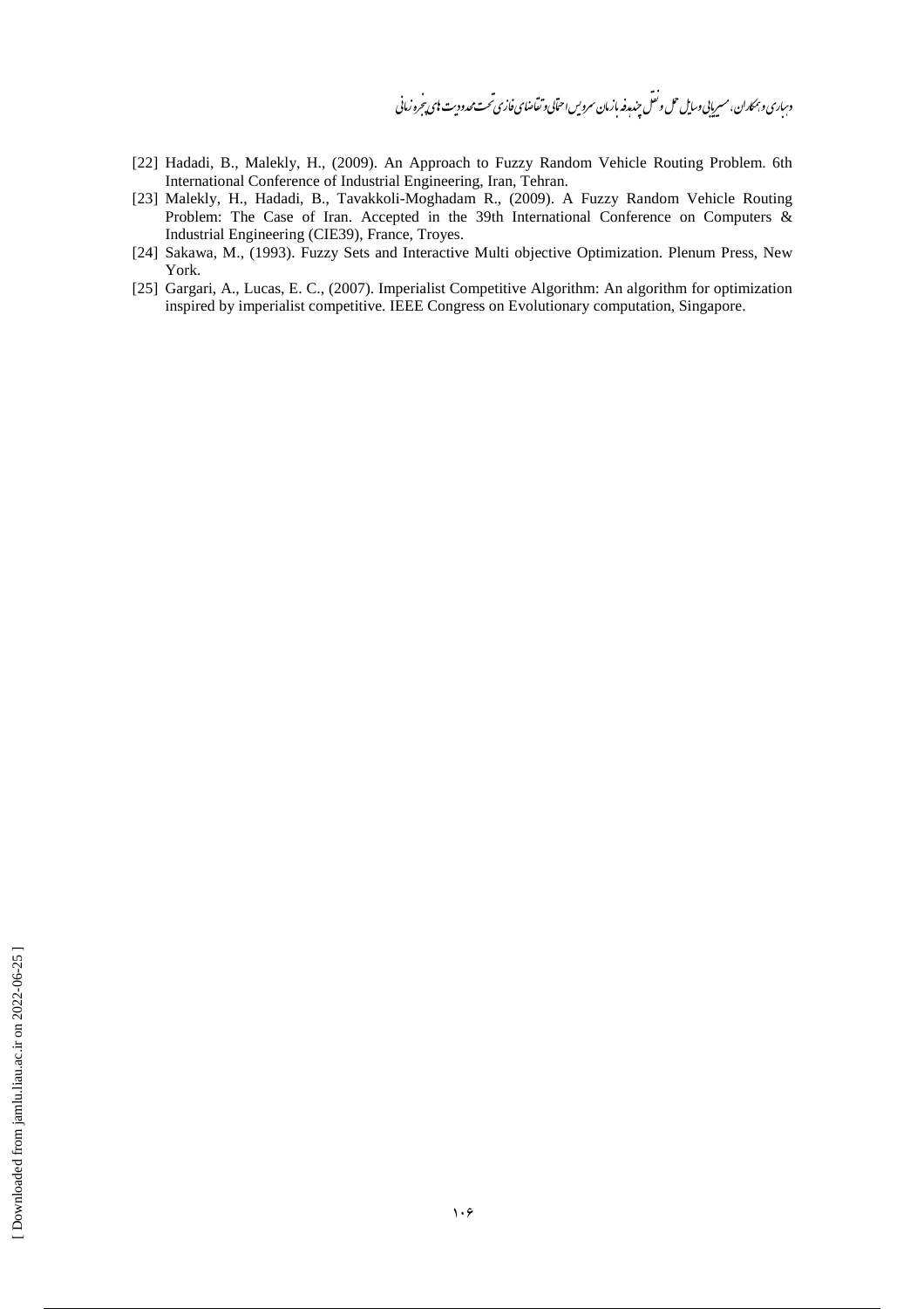[22] Hadadi, B., Malekly, H., (2009). An Approach to Fuzzy Random Vehicle Routing Problem. 6th International Conference of Industrial Engineering, Iran, Tehran.

[23] Malekly, H., Hadadi, B., Tavakkoli-Moghadam R., (2009). A Fuzzy Random Vehicle Routing Problem: The Case of Iran. Accepted in the 39th International Conference on Computers & Industrial Engineering (CIE39), France, Troyes.

[24] Sakawa, M., (1993). Fuzzy Sets and Interactive Multi objective Optimization. Plenum Press, New York.

[25] Gargari, A., Lucas, E. C., (2007). Imperialist Competitive Algorithm: An algorithm for optimization inspired by imperialist competitive. IEEE Congress on Evolutionary computation, Singapore.